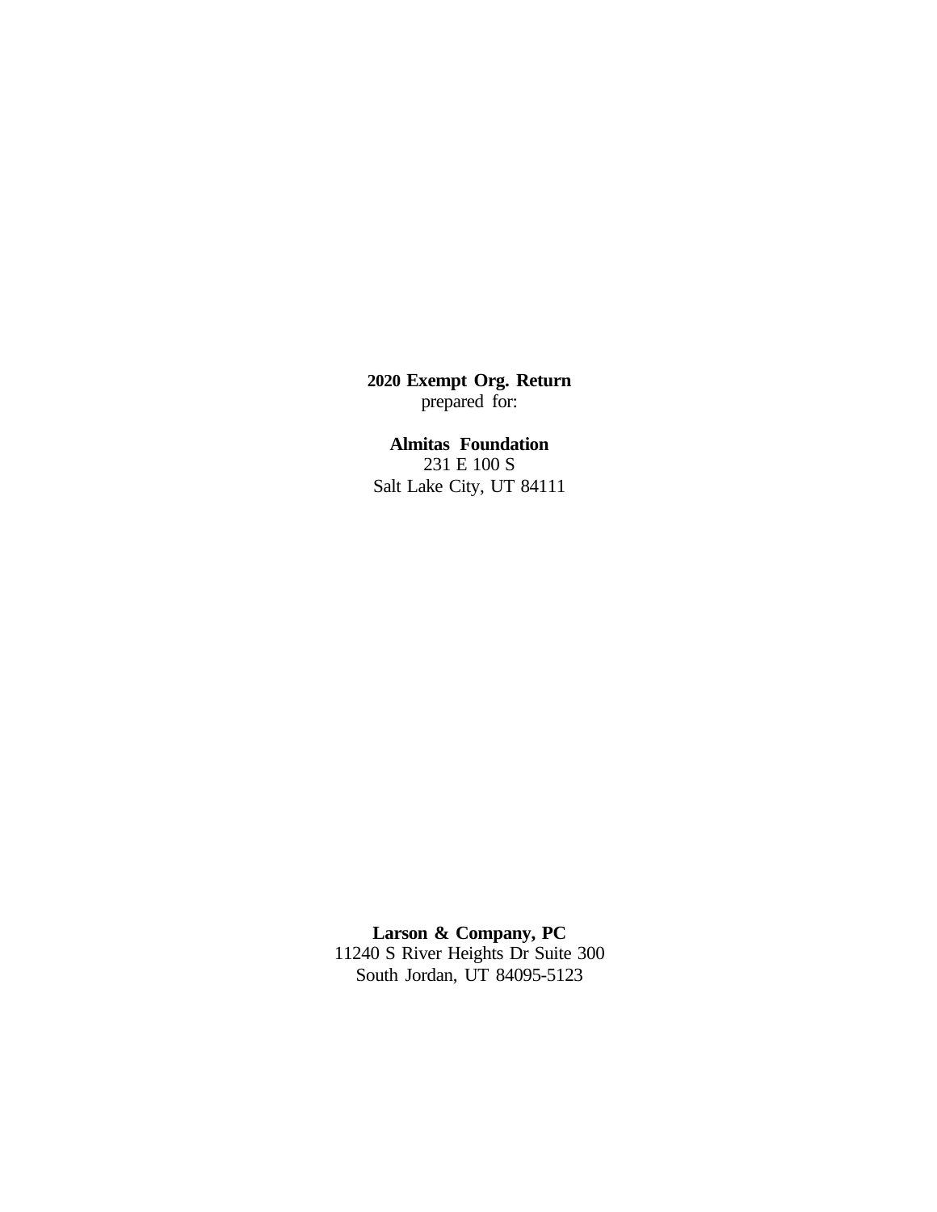**2020 Exempt Org. Return**
prepared for:

**Almitas Foundation**
231 E 100 S
Salt Lake City, UT 84111

**Larson & Company, PC**
11240 S River Heights Dr Suite 300
South Jordan, UT 84095-5123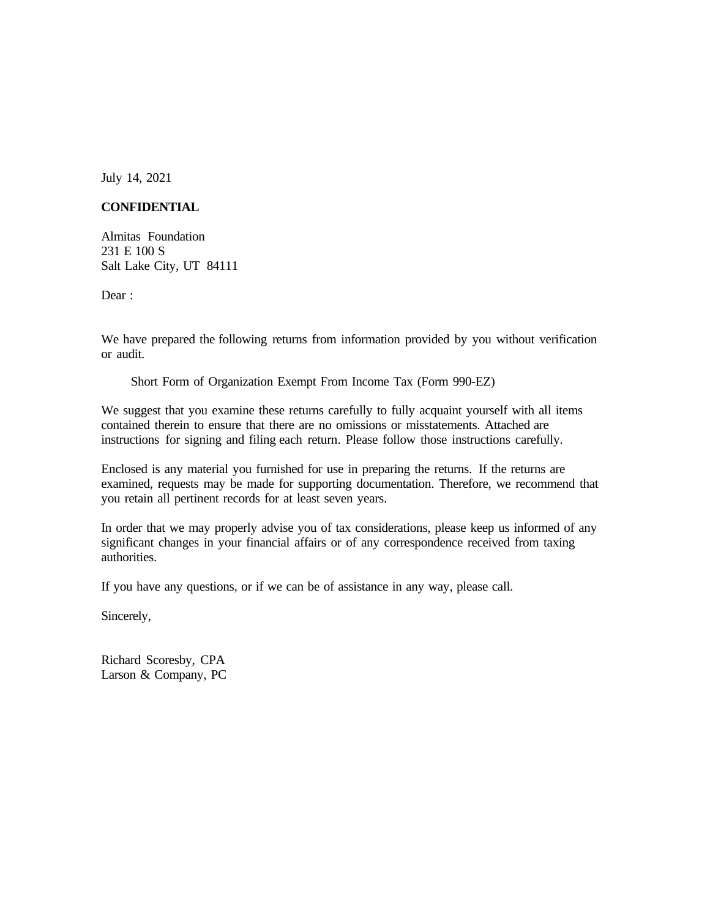July 14, 2021

**CONFIDENTIAL**

Almitas Foundation
231 E 100 S
Salt Lake City, UT 84111

Dear :

We have prepared the following returns from information provided by you without verification or audit.

Short Form of Organization Exempt From Income Tax (Form 990-EZ)

We suggest that you examine these returns carefully to fully acquaint yourself with all items contained therein to ensure that there are no omissions or misstatements. Attached are instructions for signing and filing each return. Please follow those instructions carefully.

Enclosed is any material you furnished for use in preparing the returns. If the returns are examined, requests may be made for supporting documentation. Therefore, we recommend that you retain all pertinent records for at least seven years.

In order that we may properly advise you of tax considerations, please keep us informed of any significant changes in your financial affairs or of any correspondence received from taxing authorities.

If you have any questions, or if we can be of assistance in any way, please call.

Sincerely,

Richard Scoresby, CPA
Larson & Company, PC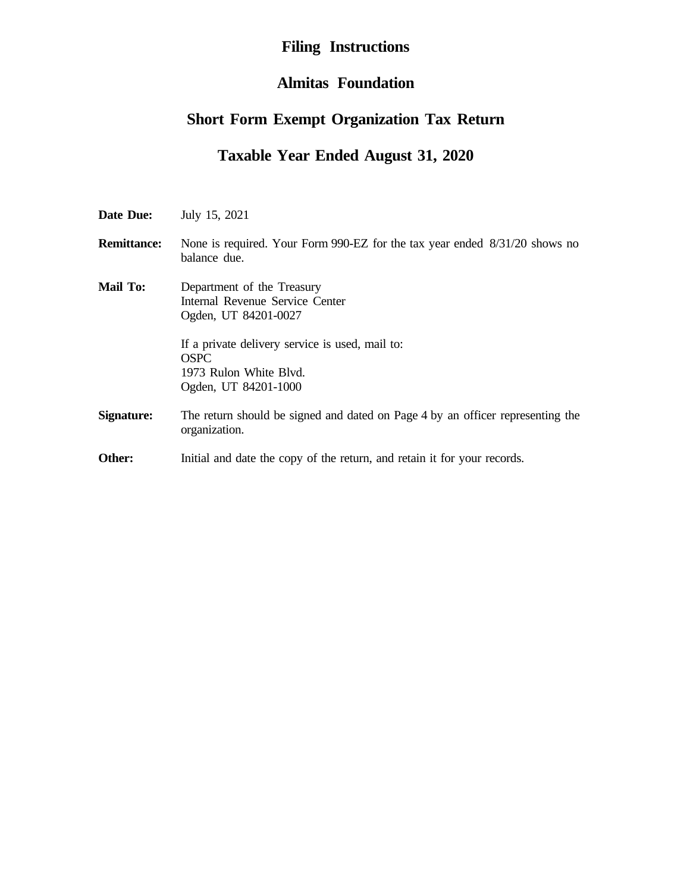# Filing Instructions

## Almitas Foundation

## Short Form Exempt Organization Tax Return

## Taxable Year Ended August 31, 2020

**Date Due:** July 15, 2021

**Remittance:** None is required. Your Form 990-EZ for the tax year ended 8/31/20 shows no balance due.

**Mail To:** Department of the Treasury
Internal Revenue Service Center
Ogden, UT 84201-0027

If a private delivery service is used, mail to:
OSPC
1973 Rulon White Blvd.
Ogden, UT 84201-1000

**Signature:** The return should be signed and dated on Page 4 by an officer representing the organization.

**Other:** Initial and date the copy of the return, and retain it for your records.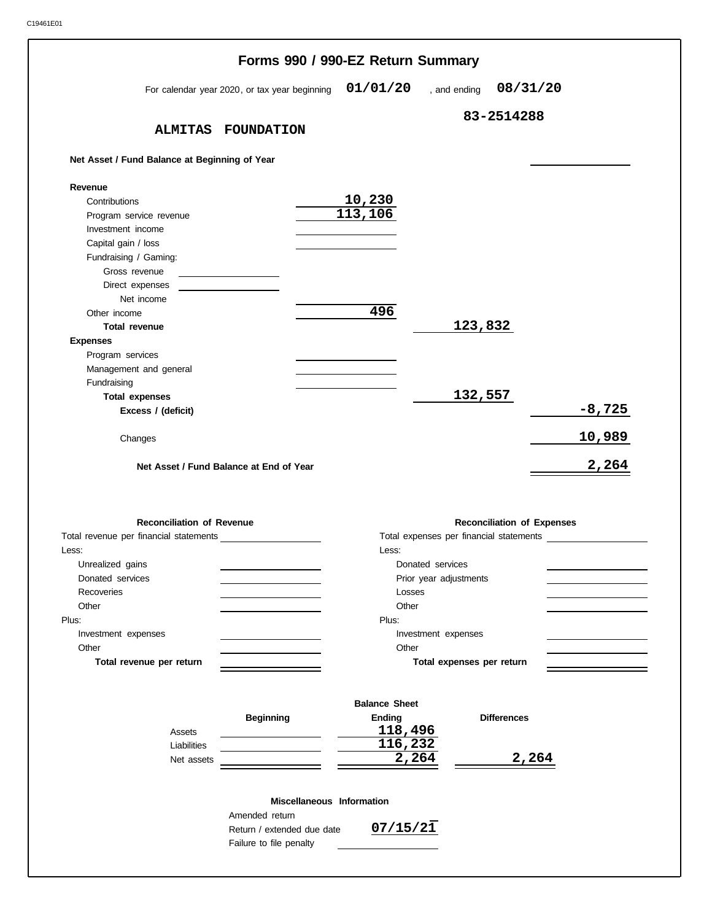C19461E01

# Forms 990 / 990-EZ Return Summary

For calendar year 2020, or tax year beginning **01/01/20**, and ending **08/31/20**

**ALMITAS FOUNDATION** **83-2514288**

| | | | |
|---|---|---|---|
| **Net Asset / Fund Balance at Beginning of Year** | | | |
| **Revenue** | | | |
| Contributions | 10,230 | | |
| Program service revenue | 113,106 | | |
| Investment income | | | |
| Capital gain / loss | | | |
| Fundraising / Gaming: | | | |
| Gross revenue | | | |
| Direct expenses | | | |
| Net income | | | |
| Other income | 496 | | |
| **Total revenue** | | 123,832 | |
| **Expenses** | | | |
| Program services | | | |
| Management and general | | | |
| Fundraising | | | |
| **Total expenses** | | 132,557 | |
| **Excess / (deficit)** | | | -8,725 |
| Changes | | | 10,989 |
| **Net Asset / Fund Balance at End of Year** | | | 2,264 |

| **Reconciliation of Revenue** | | **Reconciliation of Expenses** | |
|---|---|---|---|
| Total revenue per financial statements | | Total expenses per financial statements | |
| Less: | | Less: | |
| Unrealized gains | | Donated services | |
| Donated services | | Prior year adjustments | |
| Recoveries | | Losses | |
| Other | | Other | |
| Plus: | | Plus: | |
| Investment expenses | | Investment expenses | |
| Other | | Other | |
| **Total revenue per return** | | **Total expenses per return** | |

**Balance Sheet**

| | **Beginning** | **Ending** | **Differences** |
|---|---|---|---|
| Assets | | 118,496 | |
| Liabilities | | 116,232 | |
| Net assets | | 2,264 | 2,264 |

**Miscellaneous Information**

| | |
|---|---|
| Amended return | |
| Return / extended due date | 07/15/21 |
| Failure to file penalty | |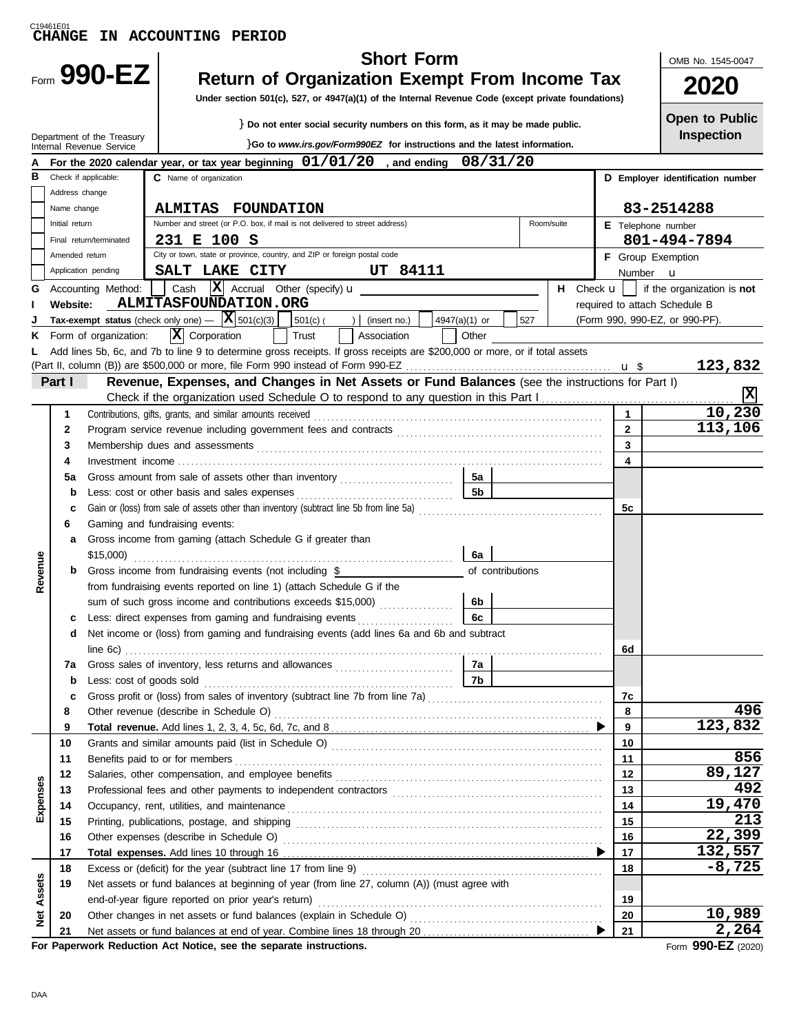C19461E01

**CHANGE IN ACCOUNTING PERIOD**

# Form 990-EZ

## Short Form
## Return of Organization Exempt From Income Tax

**Under section 501(c), 527, or 4947(a)(1) of the Internal Revenue Code (except private foundations)**

} **Do not enter social security numbers on this form, as it may be made public.**

}**Go to** ***www.irs.gov/Form990EZ*** **for instructions and the latest information.**

Department of the Treasury
Internal Revenue Service

OMB No. 1545-0047

**2020**

**Open to Public Inspection**

**A** For the 2020 calendar year, or tax year beginning **01/01/20** , and ending **08/31/20**

**B** Check if applicable:
- [ ] Address change
- [ ] Name change
- [ ] Initial return
- [ ] Final return/terminated
- [ ] Amended return
- [ ] Application pending

**C** Name of organization: **ALMITAS FOUNDATION**

Number and street (or P.O. box, if mail is not delivered to street address): **231 E 100 S** Room/suite:

City or town, state or province, country, and ZIP or foreign postal code: **SALT LAKE CITY UT 84111**

**D Employer identification number:** **83-2514288**

**E** Telephone number: **801-494-7894**

**F** Group Exemption Number u

**G** Accounting Method: [ ] Cash [X] Accrual Other (specify) u

**H** Check u [ ] if the organization is **not** required to attach Schedule B (Form 990, 990-EZ, or 990-PF).

**I Website:** **ALMITASFOUNDATION.ORG**

**J Tax-exempt status** (check only one) — [X] 501(c)(3) [ ] 501(c) ( ) (insert no.) [ ] 4947(a)(1) or [ ] 527

**K** Form of organization: [X] Corporation [ ] Trust [ ] Association [ ] Other

**L** Add lines 5b, 6c, and 7b to line 9 to determine gross receipts. If gross receipts are $200,000 or more, or if total assets (Part II, column (B)) are $500,000 or more, file Form 990 instead of Form 990-EZ u $ **123,832**

**Part I — Revenue, Expenses, and Changes in Net Assets or Fund Balances** (see the instructions for Part I)

Check if the organization used Schedule O to respond to any question in this Part I [X]

| Section | Line | Description | Sub-line | Sub-amount | Line | Amount |
|---|---|---|---|---|---|---|
| Revenue | 1 | Contributions, gifts, grants, and similar amounts received | | | 1 | 10,230 |
| | 2 | Program service revenue including government fees and contracts | | | 2 | 113,106 |
| | 3 | Membership dues and assessments | | | 3 | |
| | 4 | Investment income | | | 4 | |
| | 5a | Gross amount from sale of assets other than inventory | 5a | | | |
| | b | Less: cost or other basis and sales expenses | 5b | | | |
| | c | Gain or (loss) from sale of assets other than inventory (subtract line 5b from line 5a) | | | 5c | |
| | 6 | Gaming and fundraising events: | | | | |
| | a | Gross income from gaming (attach Schedule G if greater than $15,000) | 6a | | | |
| | b | Gross income from fundraising events (not including $ ______ of contributions from fundraising events reported on line 1) (attach Schedule G if the sum of such gross income and contributions exceeds $15,000) | 6b | | | |
| | c | Less: direct expenses from gaming and fundraising events | 6c | | | |
| | d | Net income or (loss) from gaming and fundraising events (add lines 6a and 6b and subtract line 6c) | | | 6d | |
| | 7a | Gross sales of inventory, less returns and allowances | 7a | | | |
| | b | Less: cost of goods sold | 7b | | | |
| | c | Gross profit or (loss) from sales of inventory (subtract line 7b from line 7a) | | | 7c | |
| | 8 | Other revenue (describe in Schedule O) | | | 8 | 496 |
| | 9 | **Total revenue.** Add lines 1, 2, 3, 4, 5c, 6d, 7c, and 8 | | | 9 | 123,832 |
| Expenses | 10 | Grants and similar amounts paid (list in Schedule O) | | | 10 | |
| | 11 | Benefits paid to or for members | | | 11 | 856 |
| | 12 | Salaries, other compensation, and employee benefits | | | 12 | 89,127 |
| | 13 | Professional fees and other payments to independent contractors | | | 13 | 492 |
| | 14 | Occupancy, rent, utilities, and maintenance | | | 14 | 19,470 |
| | 15 | Printing, publications, postage, and shipping | | | 15 | 213 |
| | 16 | Other expenses (describe in Schedule O) | | | 16 | 22,399 |
| | 17 | **Total expenses.** Add lines 10 through 16 | | | 17 | 132,557 |
| Net Assets | 18 | Excess or (deficit) for the year (subtract line 17 from line 9) | | | 18 | -8,725 |
| | 19 | Net assets or fund balances at beginning of year (from line 27, column (A)) (must agree with end-of-year figure reported on prior year's return) | | | 19 | |
| | 20 | Other changes in net assets or fund balances (explain in Schedule O) | | | 20 | 10,989 |
| | 21 | Net assets or fund balances at end of year. Combine lines 18 through 20 | | | 21 | 2,264 |

**For Paperwork Reduction Act Notice, see the separate instructions.**

Form **990-EZ** (2020)

DAA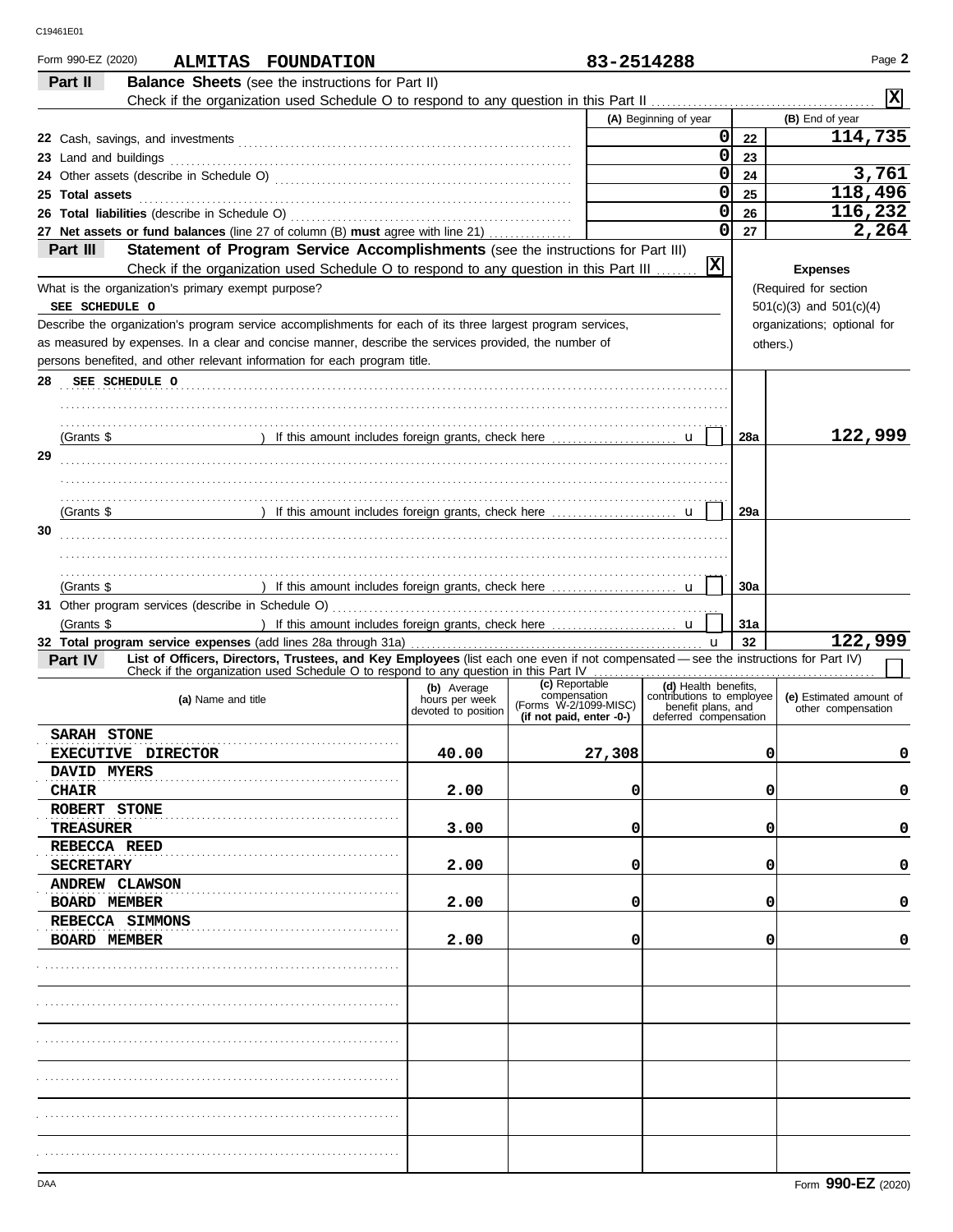Form 990-EZ (2020) **ALMITAS FOUNDATION** **83-2514288** Page **2**

## Part II Balance Sheets (see the instructions for Part II)

Check if the organization used Schedule O to respond to any question in this Part II .......... [X]

| | (A) Beginning of year | | (B) End of year |
|---|---|---|---|
| **22** Cash, savings, and investments | 0 | 22 | 114,735 |
| **23** Land and buildings | 0 | 23 | |
| **24** Other assets (describe in Schedule O) | 0 | 24 | 3,761 |
| **25 Total assets** | 0 | 25 | 118,496 |
| **26 Total liabilities** (describe in Schedule O) | 0 | 26 | 116,232 |
| **27 Net assets or fund balances** (line 27 of column (B) **must** agree with line 21) | 0 | 27 | 2,264 |

## Part III Statement of Program Service Accomplishments (see the instructions for Part III)

Check if the organization used Schedule O to respond to any question in this Part III .......... [X]

What is the organization's primary exempt purpose?

SEE SCHEDULE O

Describe the organization's program service accomplishments for each of its three largest program services, as measured by expenses. In a clear and concise manner, describe the services provided, the number of persons benefited, and other relevant information for each program title.

**Expenses** (Required for section 501(c)(3) and 501(c)(4) organizations; optional for others.)

| | | | Expenses |
|---|---|---|---|
| **28** SEE SCHEDULE O | | | |
| (Grants $ ) If this amount includes foreign grants, check here ..... u [ ] | | 28a | 122,999 |
| **29** | | | |
| (Grants $ ) If this amount includes foreign grants, check here ..... u [ ] | | 29a | |
| **30** | | | |
| (Grants $ ) If this amount includes foreign grants, check here ..... u [ ] | | 30a | |
| **31** Other program services (describe in Schedule O) | | | |
| (Grants $ ) If this amount includes foreign grants, check here ..... u [ ] | | 31a | |
| **32 Total program service expenses** (add lines 28a through 31a) ..... u | | 32 | 122,999 |

## Part IV List of Officers, Directors, Trustees, and Key Employees (list each one even if not compensated — see the instructions for Part IV)

Check if the organization used Schedule O to respond to any question in this Part IV .......... [ ]

| (a) Name and title | (b) Average hours per week devoted to position | (c) Reportable compensation (Forms W-2/1099-MISC) (if not paid, enter -0-) | (d) Health benefits, contributions to employee benefit plans, and deferred compensation | (e) Estimated amount of other compensation |
|---|---|---|---|---|
| SARAH STONE<br>EXECUTIVE DIRECTOR | 40.00 | 27,308 | 0 | 0 |
| DAVID MYERS<br>CHAIR | 2.00 | 0 | 0 | 0 |
| ROBERT STONE<br>TREASURER | 3.00 | 0 | 0 | 0 |
| REBECCA REED<br>SECRETARY | 2.00 | 0 | 0 | 0 |
| ANDREW CLAWSON<br>BOARD MEMBER | 2.00 | 0 | 0 | 0 |
| REBECCA SIMMONS<br>BOARD MEMBER | 2.00 | 0 | 0 | 0 |
| | | | | |
| | | | | |
| | | | | |
| | | | | |
| | | | | |
| | | | | |

Form **990-EZ** (2020)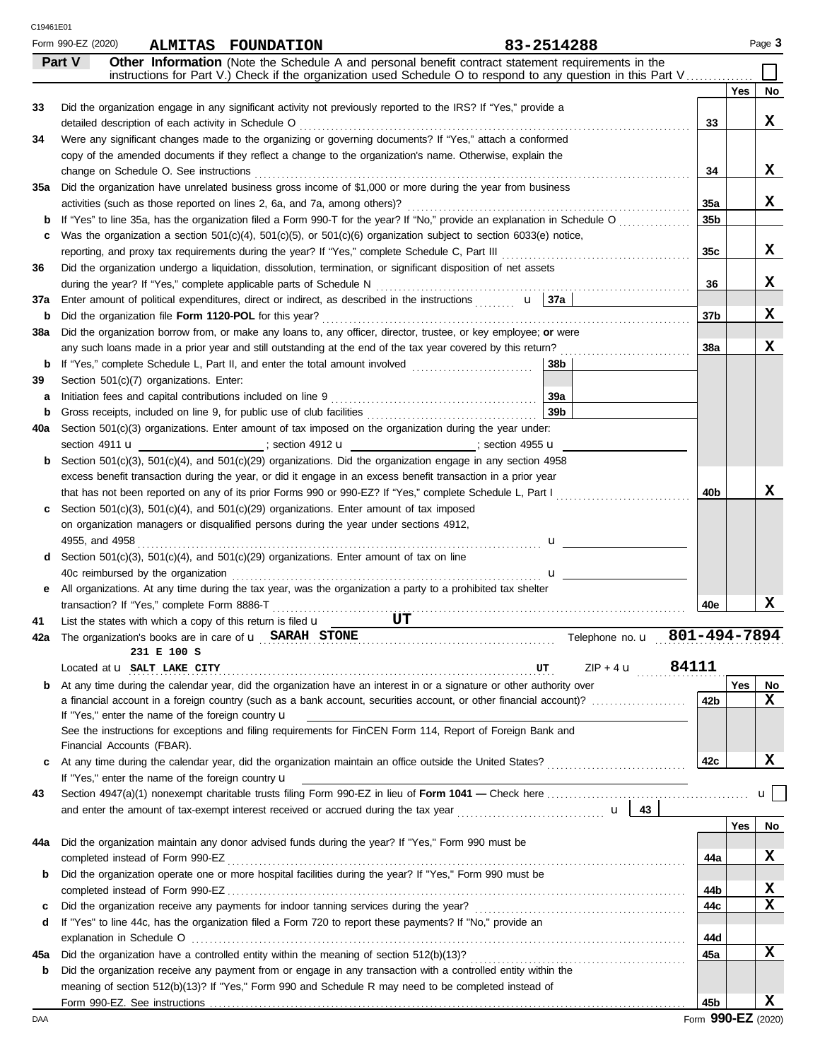Form 990-EZ (2020) **ALMITAS FOUNDATION** **83-2514288** Page **3**

## Part V Other Information

(Note the Schedule A and personal benefit contract statement requirements in the instructions for Part V.) Check if the organization used Schedule O to respond to any question in this Part V . . . . . . . . . . . . . . ☐

| | | | Yes | No |
|---|---|---|---|---|
| **33** | Did the organization engage in any significant activity not previously reported to the IRS? If "Yes," provide a detailed description of each activity in Schedule O | **33** | | X |
| **34** | Were any significant changes made to the organizing or governing documents? If "Yes," attach a conformed copy of the amended documents if they reflect a change to the organization's name. Otherwise, explain the change on Schedule O. See instructions | **34** | | X |
| **35a** | Did the organization have unrelated business gross income of $1,000 or more during the year from business activities (such as those reported on lines 2, 6a, and 7a, among others)? | **35a** | | X |
| **b** | If "Yes" to line 35a, has the organization filed a Form 990-T for the year? If "No," provide an explanation in Schedule O | **35b** | | |
| **c** | Was the organization a section 501(c)(4), 501(c)(5), or 501(c)(6) organization subject to section 6033(e) notice, reporting, and proxy tax requirements during the year? If "Yes," complete Schedule C, Part III | **35c** | | X |
| **36** | Did the organization undergo a liquidation, dissolution, termination, or significant disposition of net assets during the year? If "Yes," complete applicable parts of Schedule N | **36** | | X |
| **37a** | Enter amount of political expenditures, direct or indirect, as described in the instructions u **37a** | | | |
| **b** | Did the organization file **Form 1120-POL** for this year? | **37b** | | X |
| **38a** | Did the organization borrow from, or make any loans to, any officer, director, trustee, or key employee; **or** were any such loans made in a prior year and still outstanding at the end of the tax year covered by this return? | **38a** | | X |
| **b** | If "Yes," complete Schedule L, Part II, and enter the total amount involved **38b** | | | |
| **39** | Section 501(c)(7) organizations. Enter: | | | |
| **a** | Initiation fees and capital contributions included on line 9 **39a** | | | |
| **b** | Gross receipts, included on line 9, for public use of club facilities **39b** | | | |
| **40a** | Section 501(c)(3) organizations. Enter amount of tax imposed on the organization during the year under: section 4911 u ; section 4912 u ; section 4955 u | | | |
| **b** | Section 501(c)(3), 501(c)(4), and 501(c)(29) organizations. Did the organization engage in any section 4958 excess benefit transaction during the year, or did it engage in an excess benefit transaction in a prior year that has not been reported on any of its prior Forms 990 or 990-EZ? If "Yes," complete Schedule L, Part I | **40b** | | X |
| **c** | Section 501(c)(3), 501(c)(4), and 501(c)(29) organizations. Enter amount of tax imposed on organization managers or disqualified persons during the year under sections 4912, 4955, and 4958 u | | | |
| **d** | Section 501(c)(3), 501(c)(4), and 501(c)(29) organizations. Enter amount of tax on line 40c reimbursed by the organization u | | | |
| **e** | All organizations. At any time during the tax year, was the organization a party to a prohibited tax shelter transaction? If "Yes," complete Form 8886-T | **40e** | | X |

**41** List the states with which a copy of this return is filed u **UT**

**42a** The organization's books are in care of u **SARAH STONE** Telephone no. u **801-494-7894**

Located at u **231 E 100 S SALT LAKE CITY** **UT** ZIP + 4 u **84111**

| | | | Yes | No |
|---|---|---|---|---|
| **b** | At any time during the calendar year, did the organization have an interest in or a signature or other authority over a financial account in a foreign country (such as a bank account, securities account, or other financial account)? If "Yes," enter the name of the foreign country u<br>See the instructions for exceptions and filing requirements for FinCEN Form 114, Report of Foreign Bank and Financial Accounts (FBAR). | **42b** | | X |
| **c** | At any time during the calendar year, did the organization maintain an office outside the United States? If "Yes," enter the name of the foreign country u | **42c** | | X |

**43** Section 4947(a)(1) nonexempt charitable trusts filing Form 990-EZ in lieu of **Form 1041 —** Check here u ☐ and enter the amount of tax-exempt interest received or accrued during the tax year u **43**

| | | | Yes | No |
|---|---|---|---|---|
| **44a** | Did the organization maintain any donor advised funds during the year? If "Yes," Form 990 must be completed instead of Form 990-EZ | **44a** | | X |
| **b** | Did the organization operate one or more hospital facilities during the year? If "Yes," Form 990 must be completed instead of Form 990-EZ | **44b** | | X |
| **c** | Did the organization receive any payments for indoor tanning services during the year? | **44c** | | X |
| **d** | If "Yes" to line 44c, has the organization filed a Form 720 to report these payments? If "No," provide an explanation in Schedule O | **44d** | | |
| **45a** | Did the organization have a controlled entity within the meaning of section 512(b)(13)? | **45a** | | X |
| **b** | Did the organization receive any payment from or engage in any transaction with a controlled entity within the meaning of section 512(b)(13)? If "Yes," Form 990 and Schedule R may need to be completed instead of Form 990-EZ. See instructions | **45b** | | X |

Form **990-EZ** (2020)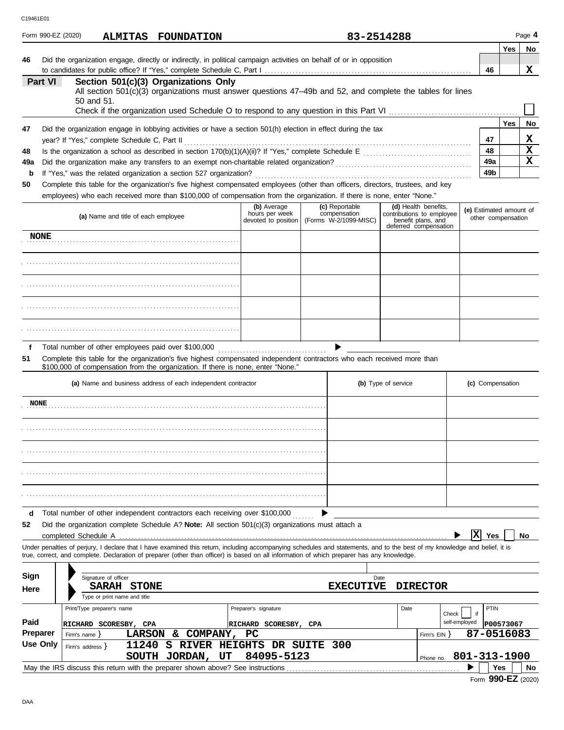Form 990-EZ (2020) **ALMITAS FOUNDATION** **83-2514288** Page **4**

| | | | Yes | No |
|---|---|---|---|---|
| **46** | Did the organization engage, directly or indirectly, in political campaign activities on behalf of or in opposition to candidates for public office? If "Yes," complete Schedule C, Part I | 46 | | X |

**Part VI** **Section 501(c)(3) Organizations Only**

All section 501(c)(3) organizations must answer questions 47–49b and 52, and complete the tables for lines 50 and 51.

Check if the organization used Schedule O to respond to any question in this Part VI ☐

| | | | Yes | No |
|---|---|---|---|---|
| **47** | Did the organization engage in lobbying activities or have a section 501(h) election in effect during the tax year? If "Yes," complete Schedule C, Part II | 47 | | X |
| **48** | Is the organization a school as described in section 170(b)(1)(A)(ii)? If "Yes," complete Schedule E | 48 | | X |
| **49a** | Did the organization make any transfers to an exempt non-charitable related organization? | 49a | | X |
| **b** | If "Yes," was the related organization a section 527 organization? | 49b | | |

**50** Complete this table for the organization's five highest compensated employees (other than officers, directors, trustees, and key employees) who each received more than $100,000 of compensation from the organization. If there is none, enter "None."

| **(a)** Name and title of each employee | **(b)** Average hours per week devoted to position | **(c)** Reportable compensation (Forms W-2/1099-MISC) | **(d)** Health benefits, contributions to employee benefit plans, and deferred compensation | **(e)** Estimated amount of other compensation |
|---|---|---|---|---|
| NONE | | | | |
| | | | | |
| | | | | |
| | | | | |
| | | | | |

**f** Total number of other employees paid over $100,000 ▶

**51** Complete this table for the organization's five highest compensated independent contractors who each received more than $100,000 of compensation from the organization. If there is none, enter "None."

| **(a)** Name and business address of each independent contractor | **(b)** Type of service | **(c)** Compensation |
|---|---|---|
| NONE | | |
| | | |
| | | |
| | | |
| | | |

**d** Total number of other independent contractors each receiving over $100,000 ▶

**52** Did the organization complete Schedule A? **Note:** All section 501(c)(3) organizations must attach a completed Schedule A ▶ ☒ Yes ☐ No

Under penalties of perjury, I declare that I have examined this return, including accompanying schedules and statements, and to the best of my knowledge and belief, it is true, correct, and complete. Declaration of preparer (other than officer) is based on all information of which preparer has any knowledge.

**Sign Here**

Signature of officer | Date

SARAH STONE EXECUTIVE DIRECTOR

Type or print name and title

**Paid Preparer Use Only**

| Print/Type preparer's name | Preparer's signature | Date | Check ☐ if self-employed | PTIN |
|---|---|---|---|---|
| RICHARD SCORESBY, CPA | RICHARD SCORESBY, CPA | | | P00573067 |

Firm's name } LARSON & COMPANY, PC — Firm's EIN } 87-0516083

Firm's address } 11240 S RIVER HEIGHTS DR SUITE 300 SOUTH JORDAN, UT 84095-5123 — Phone no. 801-313-1900

May the IRS discuss this return with the preparer shown above? See instructions ▶ ☐ Yes ☐ No

Form **990-EZ** (2020)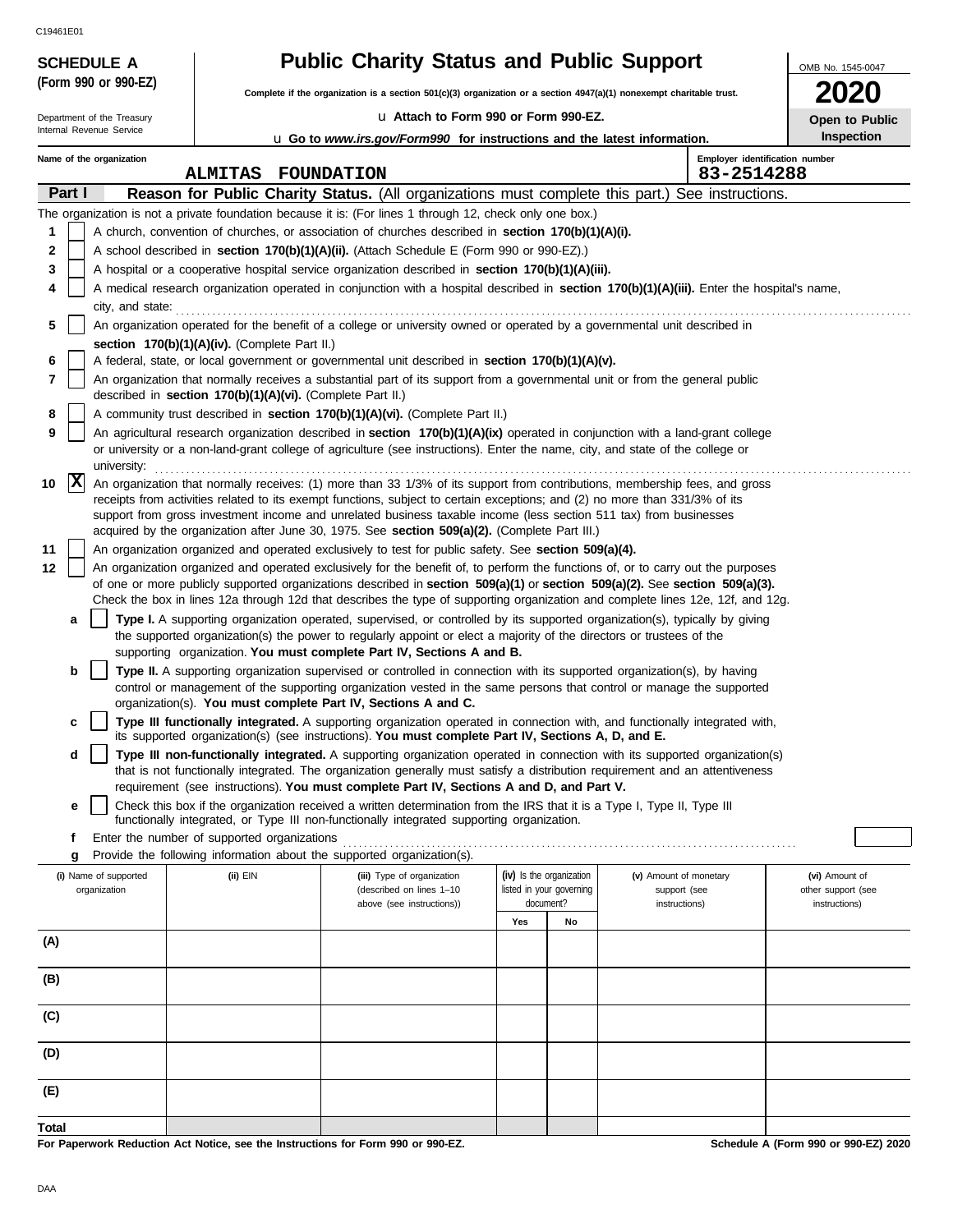C19461E01

**SCHEDULE A**
**(Form 990 or 990-EZ)**

Department of the Treasury
Internal Revenue Service

# Public Charity Status and Public Support

**Complete if the organization is a section 501(c)(3) organization or a section 4947(a)(1) nonexempt charitable trust.**

u **Attach to Form 990 or Form 990-EZ.**

u **Go to *www.irs.gov/Form990* for instructions and the latest information.**

OMB No. 1545-0047

**2020**

**Open to Public Inspection**

**Name of the organization**
ALMITAS FOUNDATION

**Employer identification number**
83-2514288

**Part I** **Reason for Public Charity Status.** (All organizations must complete this part.) See instructions.

The organization is not a private foundation because it is: (For lines 1 through 12, check only one box.)

1 [ ] A church, convention of churches, or association of churches described in **section 170(b)(1)(A)(i).**

2 [ ] A school described in **section 170(b)(1)(A)(ii).** (Attach Schedule E (Form 990 or 990-EZ).)

3 [ ] A hospital or a cooperative hospital service organization described in **section 170(b)(1)(A)(iii).**

4 [ ] A medical research organization operated in conjunction with a hospital described in **section 170(b)(1)(A)(iii).** Enter the hospital's name, city, and state: ..........

5 [ ] An organization operated for the benefit of a college or university owned or operated by a governmental unit described in **section 170(b)(1)(A)(iv).** (Complete Part II.)

6 [ ] A federal, state, or local government or governmental unit described in **section 170(b)(1)(A)(v).**

7 [ ] An organization that normally receives a substantial part of its support from a governmental unit or from the general public described in **section 170(b)(1)(A)(vi).** (Complete Part II.)

8 [ ] A community trust described in **section 170(b)(1)(A)(vi).** (Complete Part II.)

9 [ ] An agricultural research organization described in **section 170(b)(1)(A)(ix)** operated in conjunction with a land-grant college or university or a non-land-grant college of agriculture (see instructions). Enter the name, city, and state of the college or university: ..........

10 [X] An organization that normally receives: (1) more than 33 1/3% of its support from contributions, membership fees, and gross receipts from activities related to its exempt functions, subject to certain exceptions; and (2) no more than 331/3% of its support from gross investment income and unrelated business taxable income (less section 511 tax) from businesses acquired by the organization after June 30, 1975. See **section 509(a)(2).** (Complete Part III.)

11 [ ] An organization organized and operated exclusively to test for public safety. See **section 509(a)(4).**

12 [ ] An organization organized and operated exclusively for the benefit of, to perform the functions of, or to carry out the purposes of one or more publicly supported organizations described in **section 509(a)(1)** or **section 509(a)(2).** See **section 509(a)(3).** Check the box in lines 12a through 12d that describes the type of supporting organization and complete lines 12e, 12f, and 12g.

**a** [ ] **Type I.** A supporting organization operated, supervised, or controlled by its supported organization(s), typically by giving the supported organization(s) the power to regularly appoint or elect a majority of the directors or trustees of the supporting organization. **You must complete Part IV, Sections A and B.**

**b** [ ] **Type II.** A supporting organization supervised or controlled in connection with its supported organization(s), by having control or management of the supporting organization vested in the same persons that control or manage the supported organization(s). **You must complete Part IV, Sections A and C.**

**c** [ ] **Type III functionally integrated.** A supporting organization operated in connection with, and functionally integrated with, its supported organization(s) (see instructions). **You must complete Part IV, Sections A, D, and E.**

**d** [ ] **Type III non-functionally integrated.** A supporting organization operated in connection with its supported organization(s) that is not functionally integrated. The organization generally must satisfy a distribution requirement and an attentiveness requirement (see instructions). **You must complete Part IV, Sections A and D, and Part V.**

**e** [ ] Check this box if the organization received a written determination from the IRS that it is a Type I, Type II, Type III functionally integrated, or Type III non-functionally integrated supporting organization.

**f** Enter the number of supported organizations ..........

**g** Provide the following information about the supported organization(s).

| (i) Name of supported organization | (ii) EIN | (iii) Type of organization (described on lines 1–10 above (see instructions)) | (iv) Is the organization listed in your governing document? Yes | No | (v) Amount of monetary support (see instructions) | (vi) Amount of other support (see instructions) |
|---|---|---|---|---|---|---|
| (A) | | | | | | |
| (B) | | | | | | |
| (C) | | | | | | |
| (D) | | | | | | |
| (E) | | | | | | |
| **Total** | | | | | | |

**For Paperwork Reduction Act Notice, see the Instructions for Form 990 or 990-EZ.**

**Schedule A (Form 990 or 990-EZ) 2020**

DAA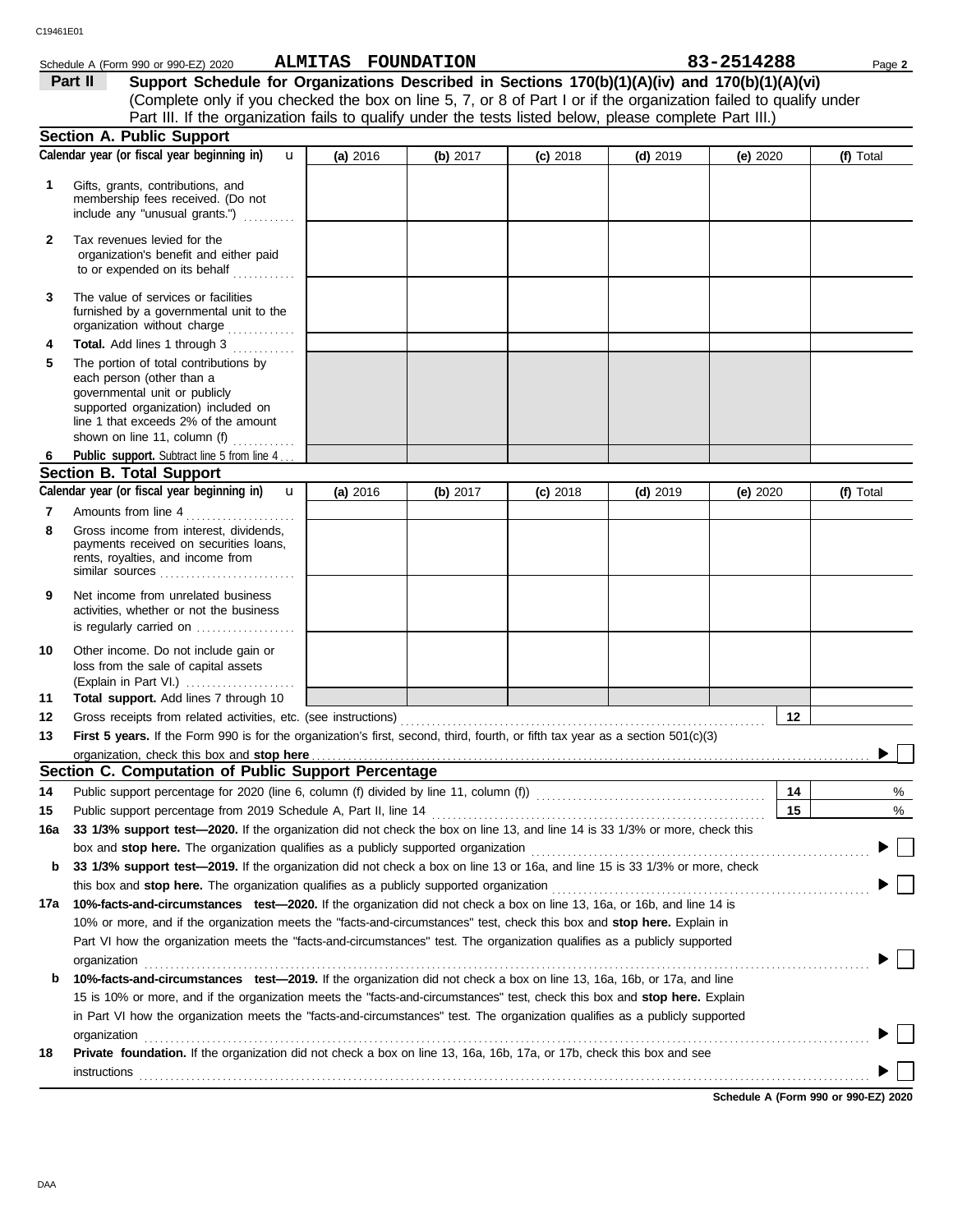Schedule A (Form 990 or 990-EZ) 2020 **ALMITAS FOUNDATION** **83-2514288**

## Part II Support Schedule for Organizations Described in Sections 170(b)(1)(A)(iv) and 170(b)(1)(A)(vi)

(Complete only if you checked the box on line 5, 7, or 8 of Part I or if the organization failed to qualify under Part III. If the organization fails to qualify under the tests listed below, please complete Part III.)

### Section A. Public Support

| | Calendar year (or fiscal year beginning in) | (a) 2016 | (b) 2017 | (c) 2018 | (d) 2019 | (e) 2020 | (f) Total |
|---|---|---|---|---|---|---|---|
| 1 | Gifts, grants, contributions, and membership fees received. (Do not include any "unusual grants.") | | | | | | |
| 2 | Tax revenues levied for the organization's benefit and either paid to or expended on its behalf | | | | | | |
| 3 | The value of services or facilities furnished by a governmental unit to the organization without charge | | | | | | |
| 4 | **Total.** Add lines 1 through 3 | | | | | | |
| 5 | The portion of total contributions by each person (other than a governmental unit or publicly supported organization) included on line 1 that exceeds 2% of the amount shown on line 11, column (f) | | | | | | |
| 6 | **Public support.** Subtract line 5 from line 4 | | | | | | |

### Section B. Total Support

| | Calendar year (or fiscal year beginning in) | (a) 2016 | (b) 2017 | (c) 2018 | (d) 2019 | (e) 2020 | (f) Total |
|---|---|---|---|---|---|---|---|
| 7 | Amounts from line 4 | | | | | | |
| 8 | Gross income from interest, dividends, payments received on securities loans, rents, royalties, and income from similar sources | | | | | | |
| 9 | Net income from unrelated business activities, whether or not the business is regularly carried on | | | | | | |
| 10 | Other income. Do not include gain or loss from the sale of capital assets (Explain in Part VI.) | | | | | | |
| 11 | **Total support.** Add lines 7 through 10 | | | | | | |

12 Gross receipts from related activities, etc. (see instructions) — 12

13 **First 5 years.** If the Form 990 is for the organization's first, second, third, fourth, or fifth tax year as a section 501(c)(3) organization, check this box and **stop here** ☐

### Section C. Computation of Public Support Percentage

14 Public support percentage for 2020 (line 6, column (f) divided by line 11, column (f)) — 14 — %

15 Public support percentage from 2019 Schedule A, Part II, line 14 — 15 — %

16a **33 1/3% support test—2020.** If the organization did not check the box on line 13, and line 14 is 33 1/3% or more, check this box and **stop here.** The organization qualifies as a publicly supported organization ☐

b **33 1/3% support test—2019.** If the organization did not check a box on line 13 or 16a, and line 15 is 33 1/3% or more, check this box and **stop here.** The organization qualifies as a publicly supported organization ☐

17a **10%-facts-and-circumstances test—2020.** If the organization did not check a box on line 13, 16a, or 16b, and line 14 is 10% or more, and if the organization meets the "facts-and-circumstances" test, check this box and **stop here.** Explain in Part VI how the organization meets the "facts-and-circumstances" test. The organization qualifies as a publicly supported organization ☐

b **10%-facts-and-circumstances test—2019.** If the organization did not check a box on line 13, 16a, 16b, or 17a, and line 15 is 10% or more, and if the organization meets the "facts-and-circumstances" test, check this box and **stop here.** Explain in Part VI how the organization meets the "facts-and-circumstances" test. The organization qualifies as a publicly supported organization ☐

18 **Private foundation.** If the organization did not check a box on line 13, 16a, 16b, 17a, or 17b, check this box and see instructions ☐

**Schedule A (Form 990 or 990-EZ) 2020**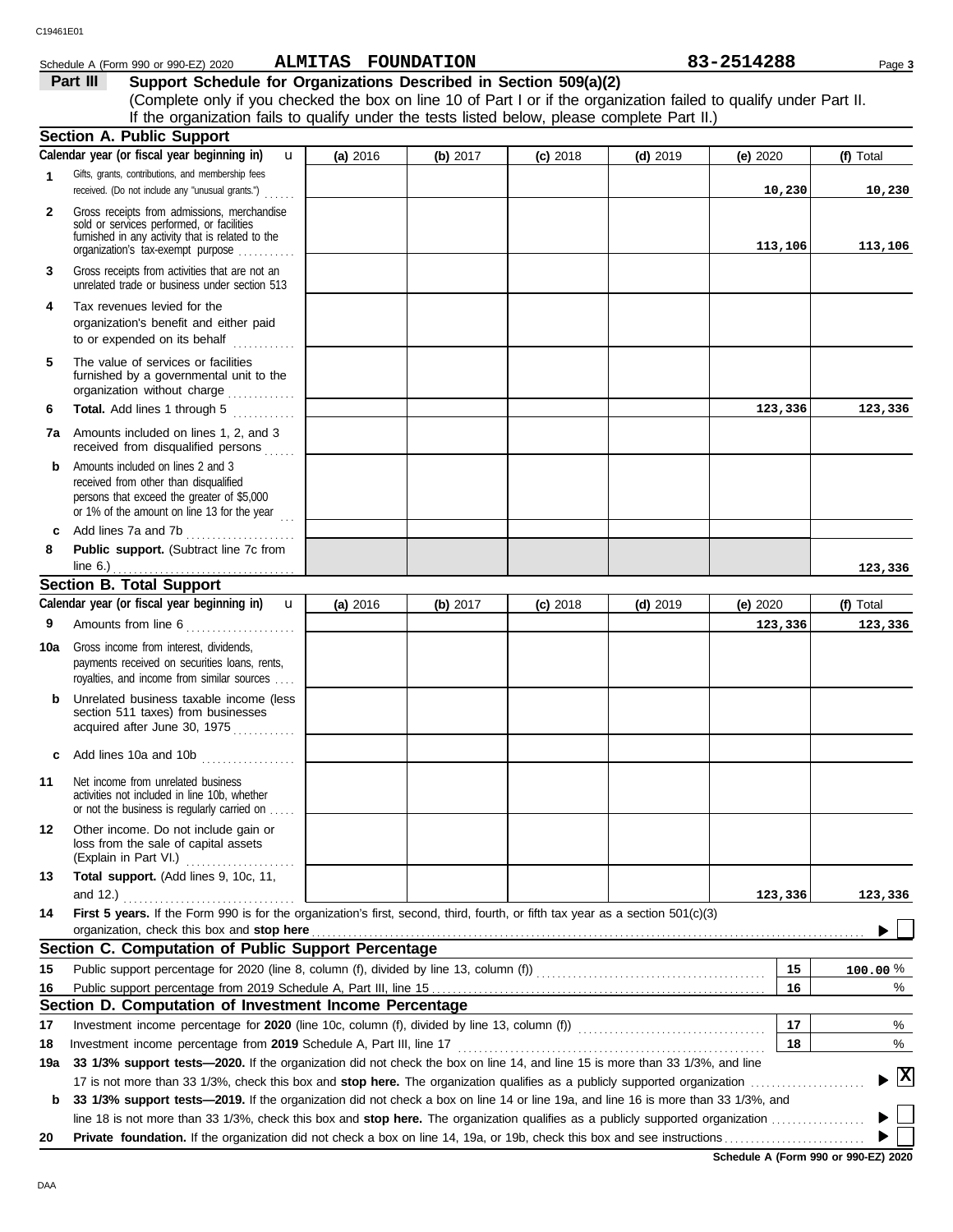Schedule A (Form 990 or 990-EZ) 2020 **ALMITAS FOUNDATION** **83-2514288**

## Part III Support Schedule for Organizations Described in Section 509(a)(2)

(Complete only if you checked the box on line 10 of Part I or if the organization failed to qualify under Part II. If the organization fails to qualify under the tests listed below, please complete Part II.)

### Section A. Public Support

| Calendar year (or fiscal year beginning in) | (a) 2016 | (b) 2017 | (c) 2018 | (d) 2019 | (e) 2020 | (f) Total |
|---|---|---|---|---|---|---|
| **1** Gifts, grants, contributions, and membership fees received. (Do not include any "unusual grants.") | | | | | 10,230 | 10,230 |
| **2** Gross receipts from admissions, merchandise sold or services performed, or facilities furnished in any activity that is related to the organization's tax-exempt purpose | | | | | 113,106 | 113,106 |
| **3** Gross receipts from activities that are not an unrelated trade or business under section 513 | | | | | | |
| **4** Tax revenues levied for the organization's benefit and either paid to or expended on its behalf | | | | | | |
| **5** The value of services or facilities furnished by a governmental unit to the organization without charge | | | | | | |
| **6** **Total.** Add lines 1 through 5 | | | | | 123,336 | 123,336 |
| **7a** Amounts included on lines 1, 2, and 3 received from disqualified persons | | | | | | |
| **b** Amounts included on lines 2 and 3 received from other than disqualified persons that exceed the greater of $5,000 or 1% of the amount on line 13 for the year | | | | | | |
| **c** Add lines 7a and 7b | | | | | | |
| **8** **Public support.** (Subtract line 7c from line 6.) | | | | | | 123,336 |

### Section B. Total Support

| Calendar year (or fiscal year beginning in) | (a) 2016 | (b) 2017 | (c) 2018 | (d) 2019 | (e) 2020 | (f) Total |
|---|---|---|---|---|---|---|
| **9** Amounts from line 6 | | | | | 123,336 | 123,336 |
| **10a** Gross income from interest, dividends, payments received on securities loans, rents, royalties, and income from similar sources | | | | | | |
| **b** Unrelated business taxable income (less section 511 taxes) from businesses acquired after June 30, 1975 | | | | | | |
| **c** Add lines 10a and 10b | | | | | | |
| **11** Net income from unrelated business activities not included in line 10b, whether or not the business is regularly carried on | | | | | | |
| **12** Other income. Do not include gain or loss from the sale of capital assets (Explain in Part VI.) | | | | | | |
| **13** **Total support.** (Add lines 9, 10c, 11, and 12.) | | | | | 123,336 | 123,336 |

**14** **First 5 years.** If the Form 990 is for the organization's first, second, third, fourth, or fifth tax year as a section 501(c)(3) organization, check this box and **stop here** ☐

### Section C. Computation of Public Support Percentage

| | | | |
|---|---|---|---|
| **15** | Public support percentage for 2020 (line 8, column (f), divided by line 13, column (f)) | 15 | 100.00 % |
| **16** | Public support percentage from 2019 Schedule A, Part III, line 15 | 16 | % |

### Section D. Computation of Investment Income Percentage

| | | | |
|---|---|---|---|
| **17** | Investment income percentage for **2020** (line 10c, column (f), divided by line 13, column (f)) | 17 | % |
| **18** | Investment income percentage from **2019** Schedule A, Part III, line 17 | 18 | % |

**19a** **33 1/3% support tests—2020.** If the organization did not check the box on line 14, and line 15 is more than 33 1/3%, and line 17 is not more than 33 1/3%, check this box and **stop here.** The organization qualifies as a publicly supported organization ☒

**b** **33 1/3% support tests—2019.** If the organization did not check a box on line 14 or line 19a, and line 16 is more than 33 1/3%, and line 18 is not more than 33 1/3%, check this box and **stop here.** The organization qualifies as a publicly supported organization ☐

**20** **Private foundation.** If the organization did not check a box on line 14, 19a, or 19b, check this box and see instructions ☐

**Schedule A (Form 990 or 990-EZ) 2020**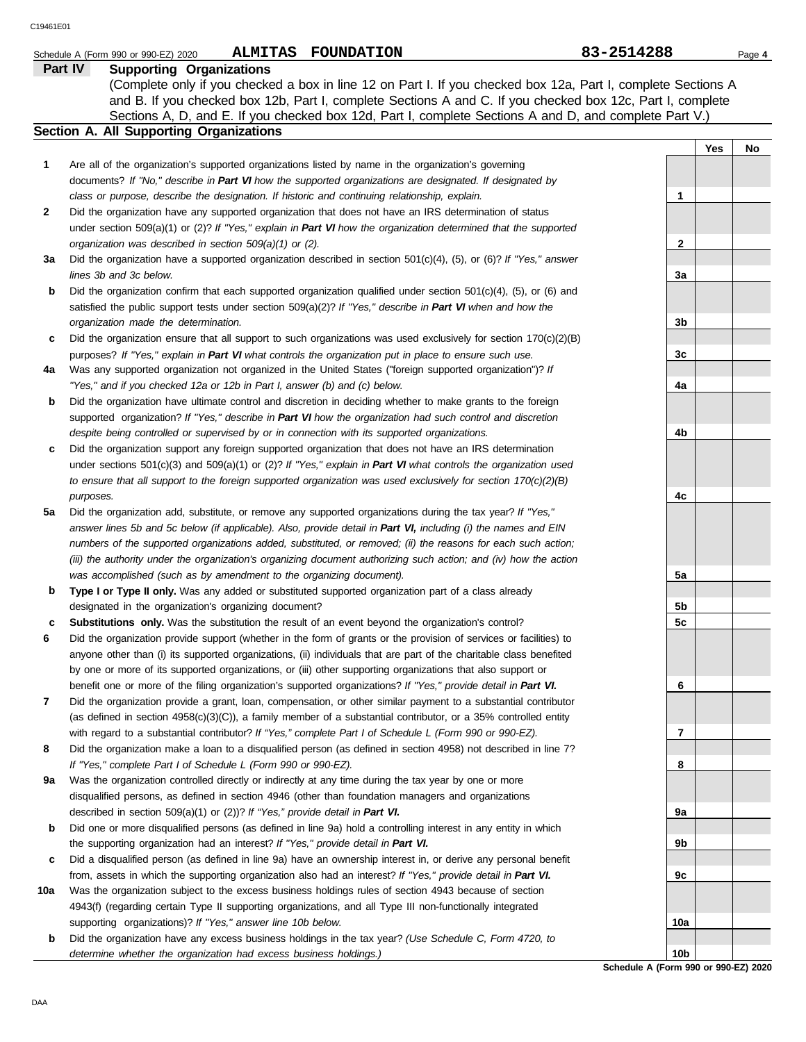Schedule A (Form 990 or 990-EZ) 2020 **ALMITAS FOUNDATION** 83-2514288

## Part IV Supporting Organizations

(Complete only if you checked a box in line 12 on Part I. If you checked box 12a, Part I, complete Sections A and B. If you checked box 12b, Part I, complete Sections A and C. If you checked box 12c, Part I, complete Sections A, D, and E. If you checked box 12d, Part I, complete Sections A and D, and complete Part V.)

### Section A. All Supporting Organizations

| | | | Yes | No |
|---|---|---|---|---|
| **1** | Are all of the organization's supported organizations listed by name in the organization's governing documents? *If "No," describe in **Part VI** how the supported organizations are designated. If designated by class or purpose, describe the designation. If historic and continuing relationship, explain.* | **1** | | |
| **2** | Did the organization have any supported organization that does not have an IRS determination of status under section 509(a)(1) or (2)? *If "Yes," explain in **Part VI** how the organization determined that the supported organization was described in section 509(a)(1) or (2).* | **2** | | |
| **3a** | Did the organization have a supported organization described in section 501(c)(4), (5), or (6)? *If "Yes," answer lines 3b and 3c below.* | **3a** | | |
| **b** | Did the organization confirm that each supported organization qualified under section 501(c)(4), (5), or (6) and satisfied the public support tests under section 509(a)(2)? *If "Yes," describe in **Part VI** when and how the organization made the determination.* | **3b** | | |
| **c** | Did the organization ensure that all support to such organizations was used exclusively for section 170(c)(2)(B) purposes? *If "Yes," explain in **Part VI** what controls the organization put in place to ensure such use.* | **3c** | | |
| **4a** | Was any supported organization not organized in the United States ("foreign supported organization")? *If "Yes," and if you checked 12a or 12b in Part I, answer (b) and (c) below.* | **4a** | | |
| **b** | Did the organization have ultimate control and discretion in deciding whether to make grants to the foreign supported organization? *If "Yes," describe in **Part VI** how the organization had such control and discretion despite being controlled or supervised by or in connection with its supported organizations.* | **4b** | | |
| **c** | Did the organization support any foreign supported organization that does not have an IRS determination under sections 501(c)(3) and 509(a)(1) or (2)? *If "Yes," explain in **Part VI** what controls the organization used to ensure that all support to the foreign supported organization was used exclusively for section 170(c)(2)(B) purposes.* | **4c** | | |
| **5a** | Did the organization add, substitute, or remove any supported organizations during the tax year? *If "Yes," answer lines 5b and 5c below (if applicable). Also, provide detail in **Part VI,** including (i) the names and EIN numbers of the supported organizations added, substituted, or removed; (ii) the reasons for each such action; (iii) the authority under the organization's organizing document authorizing such action; and (iv) how the action was accomplished (such as by amendment to the organizing document).* | **5a** | | |
| **b** | **Type I or Type II only.** Was any added or substituted supported organization part of a class already designated in the organization's organizing document? | **5b** | | |
| **c** | **Substitutions only.** Was the substitution the result of an event beyond the organization's control? | **5c** | | |
| **6** | Did the organization provide support (whether in the form of grants or the provision of services or facilities) to anyone other than (i) its supported organizations, (ii) individuals that are part of the charitable class benefited by one or more of its supported organizations, or (iii) other supporting organizations that also support or benefit one or more of the filing organization's supported organizations? *If "Yes," provide detail in **Part VI.*** | **6** | | |
| **7** | Did the organization provide a grant, loan, compensation, or other similar payment to a substantial contributor (as defined in section 4958(c)(3)(C)), a family member of a substantial contributor, or a 35% controlled entity with regard to a substantial contributor? *If "Yes," complete Part I of Schedule L (Form 990 or 990-EZ).* | **7** | | |
| **8** | Did the organization make a loan to a disqualified person (as defined in section 4958) not described in line 7? *If "Yes," complete Part I of Schedule L (Form 990 or 990-EZ).* | **8** | | |
| **9a** | Was the organization controlled directly or indirectly at any time during the tax year by one or more disqualified persons, as defined in section 4946 (other than foundation managers and organizations described in section 509(a)(1) or (2))? *If "Yes," provide detail in **Part VI.*** | **9a** | | |
| **b** | Did one or more disqualified persons (as defined in line 9a) hold a controlling interest in any entity in which the supporting organization had an interest? *If "Yes," provide detail in **Part VI.*** | **9b** | | |
| **c** | Did a disqualified person (as defined in line 9a) have an ownership interest in, or derive any personal benefit from, assets in which the supporting organization also had an interest? *If "Yes," provide detail in **Part VI.*** | **9c** | | |
| **10a** | Was the organization subject to the excess business holdings rules of section 4943 because of section 4943(f) (regarding certain Type II supporting organizations, and all Type III non-functionally integrated supporting organizations)? *If "Yes," answer line 10b below.* | **10a** | | |
| **b** | Did the organization have any excess business holdings in the tax year? *(Use Schedule C, Form 4720, to determine whether the organization had excess business holdings.)* | **10b** | | |

**Schedule A (Form 990 or 990-EZ) 2020**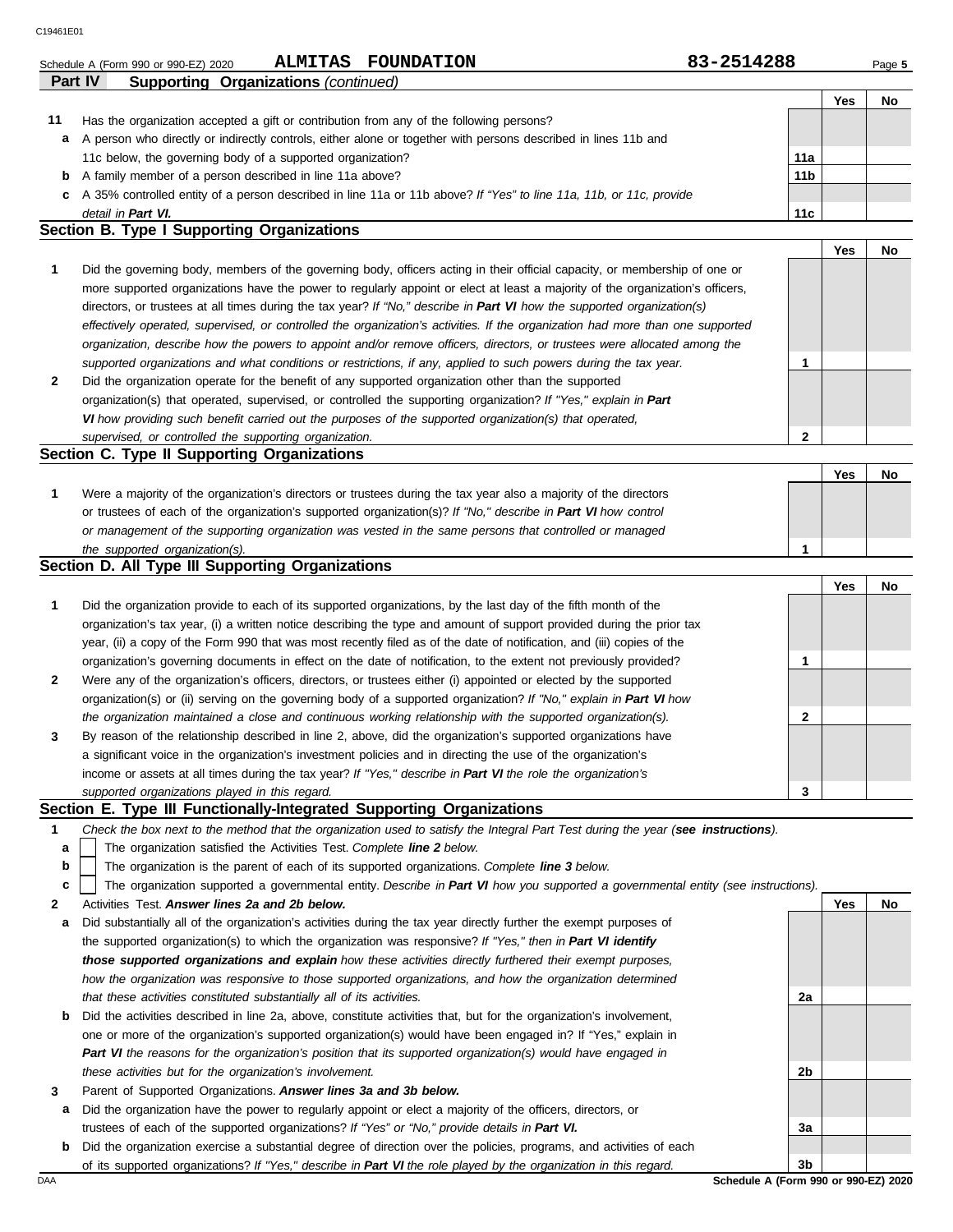Schedule A (Form 990 or 990-EZ) 2020 **ALMITAS FOUNDATION** **83-2514288**

## Part IV Supporting Organizations *(continued)*

| | | | Yes | No |
|---|---|---|---|---|
| **11** | Has the organization accepted a gift or contribution from any of the following persons? | | | |
| **a** | A person who directly or indirectly controls, either alone or together with persons described in lines 11b and 11c below, the governing body of a supported organization? | **11a** | | |
| **b** | A family member of a person described in line 11a above? | **11b** | | |
| **c** | A 35% controlled entity of a person described in line 11a or 11b above? *If "Yes" to line 11a, 11b, or 11c, provide detail in* ***Part VI.*** | **11c** | | |

### Section B. Type I Supporting Organizations

| | | | Yes | No |
|---|---|---|---|---|
| **1** | Did the governing body, members of the governing body, officers acting in their official capacity, or membership of one or more supported organizations have the power to regularly appoint or elect at least a majority of the organization's officers, directors, or trustees at all times during the tax year? *If "No," describe in* ***Part VI*** *how the supported organization(s) effectively operated, supervised, or controlled the organization's activities. If the organization had more than one supported organization, describe how the powers to appoint and/or remove officers, directors, or trustees were allocated among the supported organizations and what conditions or restrictions, if any, applied to such powers during the tax year.* | **1** | | |
| **2** | Did the organization operate for the benefit of any supported organization other than the supported organization(s) that operated, supervised, or controlled the supporting organization? *If "Yes," explain in* ***Part VI*** *how providing such benefit carried out the purposes of the supported organization(s) that operated, supervised, or controlled the supporting organization.* | **2** | | |

### Section C. Type II Supporting Organizations

| | | | Yes | No |
|---|---|---|---|---|
| **1** | Were a majority of the organization's directors or trustees during the tax year also a majority of the directors or trustees of each of the organization's supported organization(s)? *If "No," describe in* ***Part VI*** *how control or management of the supporting organization was vested in the same persons that controlled or managed the supported organization(s).* | **1** | | |

### Section D. All Type III Supporting Organizations

| | | | Yes | No |
|---|---|---|---|---|
| **1** | Did the organization provide to each of its supported organizations, by the last day of the fifth month of the organization's tax year, (i) a written notice describing the type and amount of support provided during the prior tax year, (ii) a copy of the Form 990 that was most recently filed as of the date of notification, and (iii) copies of the organization's governing documents in effect on the date of notification, to the extent not previously provided? | **1** | | |
| **2** | Were any of the organization's officers, directors, or trustees either (i) appointed or elected by the supported organization(s) or (ii) serving on the governing body of a supported organization? *If "No," explain in* ***Part VI*** *how the organization maintained a close and continuous working relationship with the supported organization(s).* | **2** | | |
| **3** | By reason of the relationship described in line 2, above, did the organization's supported organizations have a significant voice in the organization's investment policies and in directing the use of the organization's income or assets at all times during the tax year? *If "Yes," describe in* ***Part VI*** *the role the organization's supported organizations played in this regard.* | **3** | | |

### Section E. Type III Functionally-Integrated Supporting Organizations

**1** *Check the box next to the method that the organization used to satisfy the Integral Part Test during the year (****see instructions****).*

- **a** ☐ The organization satisfied the Activities Test. *Complete* ***line 2*** *below.*
- **b** ☐ The organization is the parent of each of its supported organizations. *Complete* ***line 3*** *below.*
- **c** ☐ The organization supported a governmental entity. *Describe in* ***Part VI*** *how you supported a governmental entity (see instructions).*

| | | | Yes | No |
|---|---|---|---|---|
| **2** | Activities Test. ***Answer lines 2a and 2b below.*** | | | |
| **a** | Did substantially all of the organization's activities during the tax year directly further the exempt purposes of the supported organization(s) to which the organization was responsive? *If "Yes," then in* ***Part VI identify those supported organizations and explain*** *how these activities directly furthered their exempt purposes, how the organization was responsive to those supported organizations, and how the organization determined that these activities constituted substantially all of its activities.* | **2a** | | |
| **b** | Did the activities described in line 2a, above, constitute activities that, but for the organization's involvement, one or more of the organization's supported organization(s) would have been engaged in? If "Yes," explain in ***Part VI*** *the reasons for the organization's position that its supported organization(s) would have engaged in these activities but for the organization's involvement.* | **2b** | | |
| **3** | Parent of Supported Organizations. ***Answer lines 3a and 3b below.*** | | | |
| **a** | Did the organization have the power to regularly appoint or elect a majority of the officers, directors, or trustees of each of the supported organizations? *If "Yes" or "No," provide details in* ***Part VI.*** | **3a** | | |
| **b** | Did the organization exercise a substantial degree of direction over the policies, programs, and activities of each of its supported organizations? *If "Yes," describe in* ***Part VI*** *the role played by the organization in this regard.* | **3b** | | |

**Schedule A (Form 990 or 990-EZ) 2020**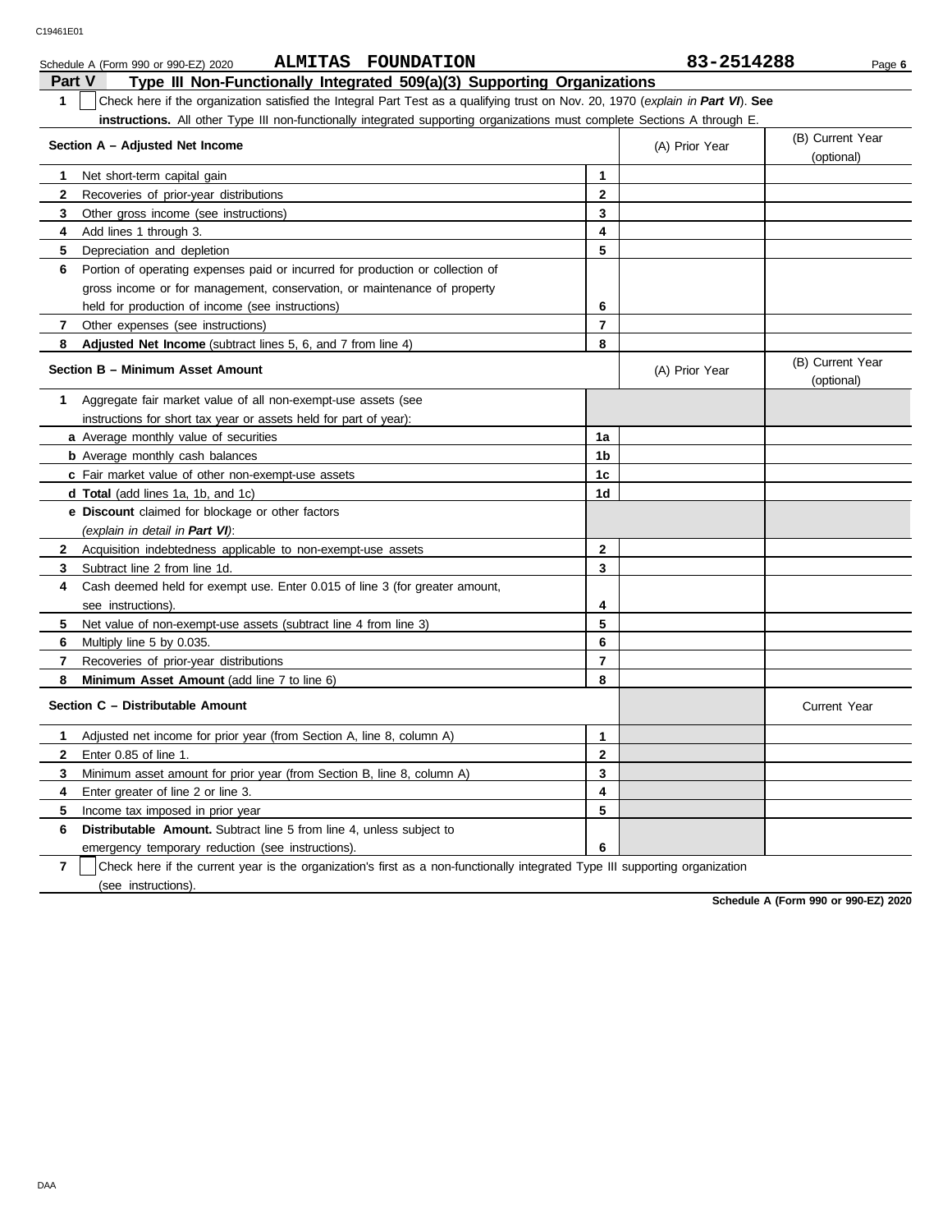Schedule A (Form 990 or 990-EZ) 2020 **ALMITAS FOUNDATION** **83-2514288**

## Part V Type III Non-Functionally Integrated 509(a)(3) Supporting Organizations

**1** ☐ Check here if the organization satisfied the Integral Part Test as a qualifying trust on Nov. 20, 1970 (*explain in* ***Part VI***). **See instructions.** All other Type III non-functionally integrated supporting organizations must complete Sections A through E.

| **Section A – Adjusted Net Income** | | (A) Prior Year | (B) Current Year (optional) |
|---|---|---|---|
| **1** Net short-term capital gain | **1** | | |
| **2** Recoveries of prior-year distributions | **2** | | |
| **3** Other gross income (see instructions) | **3** | | |
| **4** Add lines 1 through 3. | **4** | | |
| **5** Depreciation and depletion | **5** | | |
| **6** Portion of operating expenses paid or incurred for production or collection of gross income or for management, conservation, or maintenance of property held for production of income (see instructions) | **6** | | |
| **7** Other expenses (see instructions) | **7** | | |
| **8** **Adjusted Net Income** (subtract lines 5, 6, and 7 from line 4) | **8** | | |

| **Section B – Minimum Asset Amount** | | (A) Prior Year | (B) Current Year (optional) |
|---|---|---|---|
| **1** Aggregate fair market value of all non-exempt-use assets (see instructions for short tax year or assets held for part of year): | | | |
| **a** Average monthly value of securities | **1a** | | |
| **b** Average monthly cash balances | **1b** | | |
| **c** Fair market value of other non-exempt-use assets | **1c** | | |
| **d** **Total** (add lines 1a, 1b, and 1c) | **1d** | | |
| **e** **Discount** claimed for blockage or other factors (*explain in detail in* ***Part VI***): | | | |
| **2** Acquisition indebtedness applicable to non-exempt-use assets | **2** | | |
| **3** Subtract line 2 from line 1d. | **3** | | |
| **4** Cash deemed held for exempt use. Enter 0.015 of line 3 (for greater amount, see instructions). | **4** | | |
| **5** Net value of non-exempt-use assets (subtract line 4 from line 3) | **5** | | |
| **6** Multiply line 5 by 0.035. | **6** | | |
| **7** Recoveries of prior-year distributions | **7** | | |
| **8** **Minimum Asset Amount** (add line 7 to line 6) | **8** | | |

| **Section C – Distributable Amount** | | | Current Year |
|---|---|---|---|
| **1** Adjusted net income for prior year (from Section A, line 8, column A) | **1** | | |
| **2** Enter 0.85 of line 1. | **2** | | |
| **3** Minimum asset amount for prior year (from Section B, line 8, column A) | **3** | | |
| **4** Enter greater of line 2 or line 3. | **4** | | |
| **5** Income tax imposed in prior year | **5** | | |
| **6** **Distributable Amount.** Subtract line 5 from line 4, unless subject to emergency temporary reduction (see instructions). | **6** | | |

**7** ☐ Check here if the current year is the organization's first as a non-functionally integrated Type III supporting organization (see instructions).

**Schedule A (Form 990 or 990-EZ) 2020**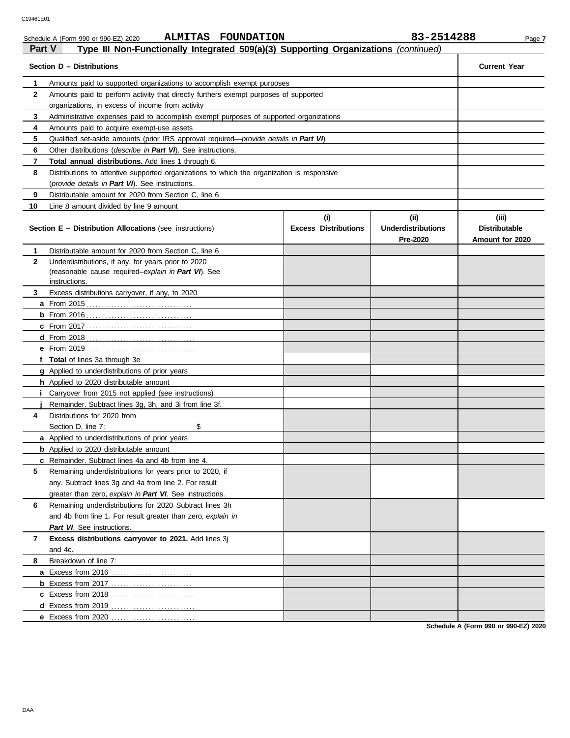Schedule A (Form 990 or 990-EZ) 2020 **ALMITAS FOUNDATION** **83-2514288**

## Part V Type III Non-Functionally Integrated 509(a)(3) Supporting Organizations *(continued)*

| Section D – Distributions | | Current Year |
|---|---|---|
| 1 | Amounts paid to supported organizations to accomplish exempt purposes | |
| 2 | Amounts paid to perform activity that directly furthers exempt purposes of supported organizations, in excess of income from activity | |
| 3 | Administrative expenses paid to accomplish exempt purposes of supported organizations | |
| 4 | Amounts paid to acquire exempt-use assets | |
| 5 | Qualified set-aside amounts (prior IRS approval required—*provide details in* ***Part VI***) | |
| 6 | Other distributions (*describe in* ***Part VI***). See instructions. | |
| 7 | **Total annual distributions.** Add lines 1 through 6. | |
| 8 | Distributions to attentive supported organizations to which the organization is responsive (*provide details in* ***Part VI***). See instructions. | |
| 9 | Distributable amount for 2020 from Section C, line 6 | |
| 10 | Line 8 amount divided by line 9 amount | |

| | Section E – Distribution Allocations (see instructions) | (i) Excess Distributions | (ii) Underdistributions Pre-2020 | (iii) Distributable Amount for 2020 |
|---|---|---|---|---|
| 1 | Distributable amount for 2020 from Section C, line 6 | | | |
| 2 | Underdistributions, if any, for years prior to 2020 (reasonable cause required–*explain in* ***Part VI***). See instructions. | | | |
| 3 | Excess distributions carryover, if any, to 2020 | | | |
| a | From 2015 | | | |
| b | From 2016 | | | |
| c | From 2017 | | | |
| d | From 2018 | | | |
| e | From 2019 | | | |
| f | **Total** of lines 3a through 3e | | | |
| g | Applied to underdistributions of prior years | | | |
| h | Applied to 2020 distributable amount | | | |
| i | Carryover from 2015 not applied (see instructions) | | | |
| j | Remainder. Subtract lines 3g, 3h, and 3i from line 3f. | | | |
| 4 | Distributions for 2020 from Section D, line 7: $ | | | |
| a | Applied to underdistributions of prior years | | | |
| b | Applied to 2020 distributable amount | | | |
| c | Remainder. Subtract lines 4a and 4b from line 4. | | | |
| 5 | Remaining underdistributions for years prior to 2020, if any. Subtract lines 3g and 4a from line 2. For result greater than zero, *explain in* ***Part VI***. See instructions. | | | |
| 6 | Remaining underdistributions for 2020 Subtract lines 3h and 4b from line 1. For result greater than zero, *explain in* ***Part VI***. See instructions. | | | |
| 7 | **Excess distributions carryover to 2021.** Add lines 3j and 4c. | | | |
| 8 | Breakdown of line 7: | | | |
| a | Excess from 2016 | | | |
| b | Excess from 2017 | | | |
| c | Excess from 2018 | | | |
| d | Excess from 2019 | | | |
| e | Excess from 2020 | | | |

**Schedule A (Form 990 or 990-EZ) 2020**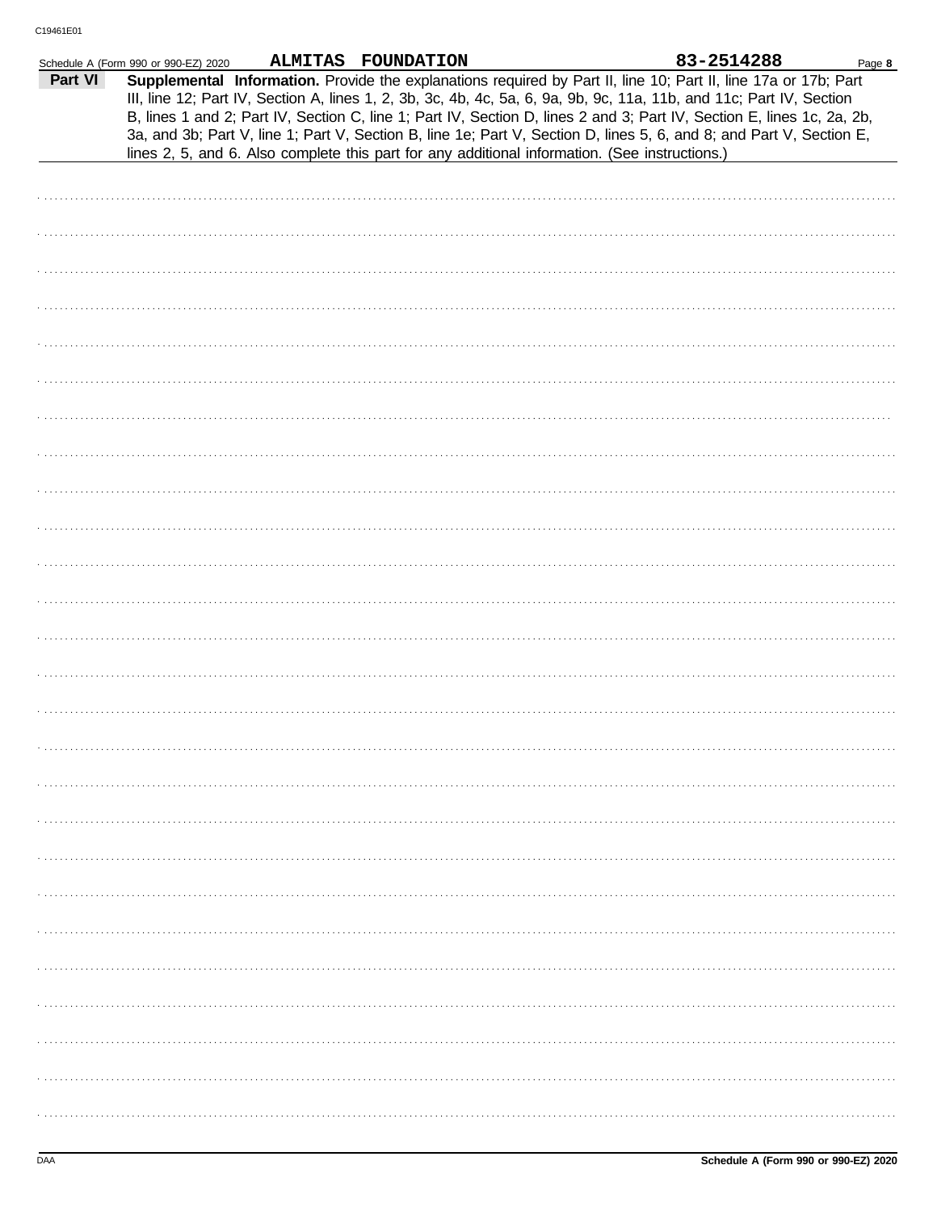Schedule A (Form 990 or 990-EZ) 2020 **ALMITAS FOUNDATION** **83-2514288** Page **8**

**Part VI** **Supplemental Information.** Provide the explanations required by Part II, line 10; Part II, line 17a or 17b; Part III, line 12; Part IV, Section A, lines 1, 2, 3b, 3c, 4b, 4c, 5a, 6, 9a, 9b, 9c, 11a, 11b, and 11c; Part IV, Section B, lines 1 and 2; Part IV, Section C, line 1; Part IV, Section D, lines 2 and 3; Part IV, Section E, lines 1c, 2a, 2b, 3a, and 3b; Part V, line 1; Part V, Section B, line 1e; Part V, Section D, lines 5, 6, and 8; and Part V, Section E, lines 2, 5, and 6. Also complete this part for any additional information. (See instructions.)

DAA

**Schedule A (Form 990 or 990-EZ) 2020**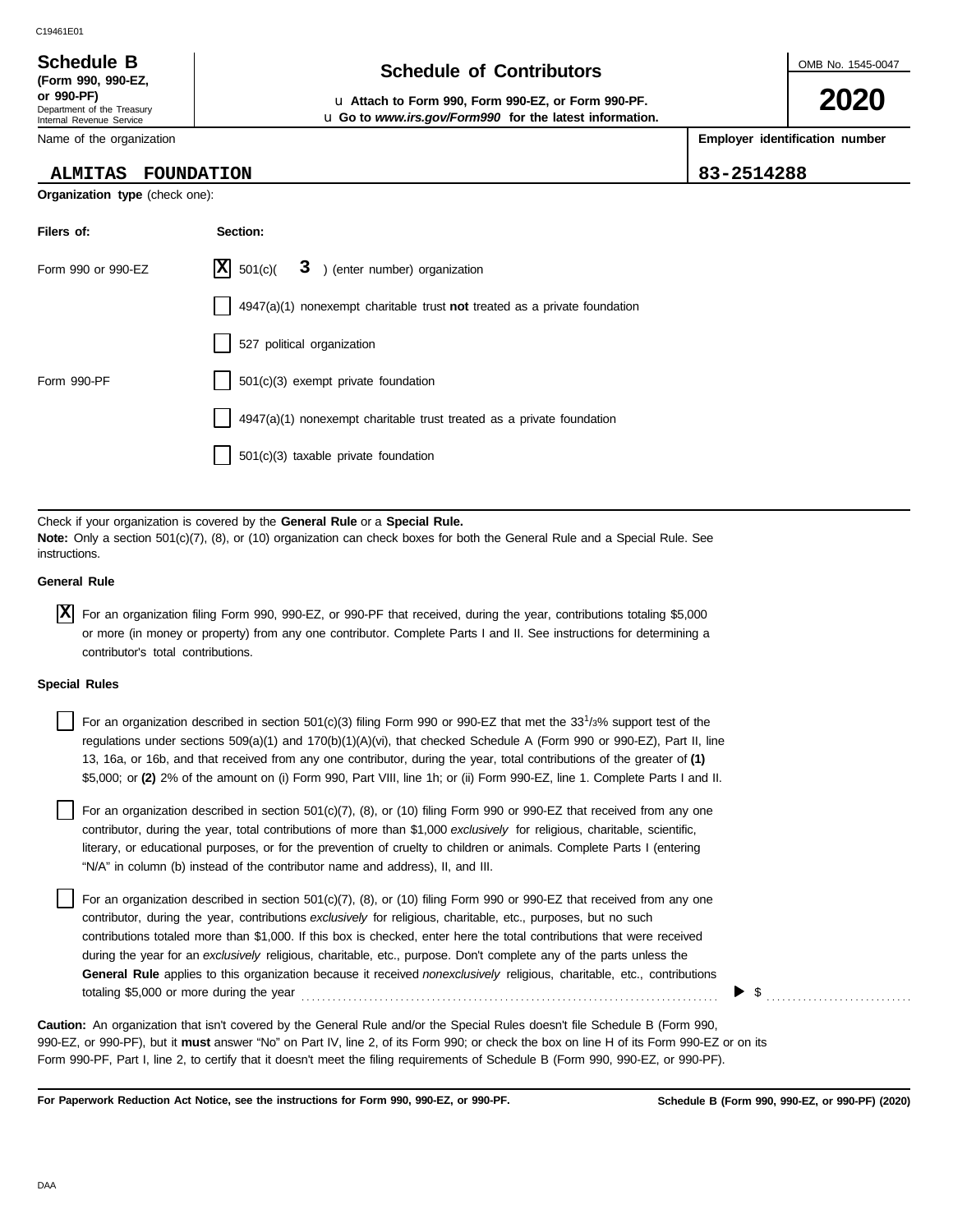C19461E01

**Schedule B**
**(Form 990, 990-EZ, or 990-PF)**
Department of the Treasury
Internal Revenue Service

# Schedule of Contributors

u **Attach to Form 990, Form 990-EZ, or Form 990-PF.**
u **Go to *www.irs.gov/Form990* for the latest information.**

OMB No. 1545-0047

**2020**

| Name of the organization | Employer identification number |
|---|---|
| ALMITAS FOUNDATION | 83-2514288 |

**Organization type** (check one):

| Filers of: | Section: |
|---|---|
| Form 990 or 990-EZ | [X] 501(c)( 3 ) (enter number) organization |
| | [ ] 4947(a)(1) nonexempt charitable trust **not** treated as a private foundation |
| | [ ] 527 political organization |
| Form 990-PF | [ ] 501(c)(3) exempt private foundation |
| | [ ] 4947(a)(1) nonexempt charitable trust treated as a private foundation |
| | [ ] 501(c)(3) taxable private foundation |

Check if your organization is covered by the **General Rule** or a **Special Rule.**
**Note:** Only a section 501(c)(7), (8), or (10) organization can check boxes for both the General Rule and a Special Rule. See instructions.

**General Rule**

[X] For an organization filing Form 990, 990-EZ, or 990-PF that received, during the year, contributions totaling $5,000 or more (in money or property) from any one contributor. Complete Parts I and II. See instructions for determining a contributor's total contributions.

**Special Rules**

[ ] For an organization described in section 501(c)(3) filing Form 990 or 990-EZ that met the 33 1/3% support test of the regulations under sections 509(a)(1) and 170(b)(1)(A)(vi), that checked Schedule A (Form 990 or 990-EZ), Part II, line 13, 16a, or 16b, and that received from any one contributor, during the year, total contributions of the greater of **(1)** $5,000; or **(2)** 2% of the amount on (i) Form 990, Part VIII, line 1h; or (ii) Form 990-EZ, line 1. Complete Parts I and II.

[ ] For an organization described in section 501(c)(7), (8), or (10) filing Form 990 or 990-EZ that received from any one contributor, during the year, total contributions of more than $1,000 *exclusively* for religious, charitable, scientific, literary, or educational purposes, or for the prevention of cruelty to children or animals. Complete Parts I (entering "N/A" in column (b) instead of the contributor name and address), II, and III.

[ ] For an organization described in section 501(c)(7), (8), or (10) filing Form 990 or 990-EZ that received from any one contributor, during the year, contributions *exclusively* for religious, charitable, etc., purposes, but no such contributions totaled more than $1,000. If this box is checked, enter here the total contributions that were received during the year for an *exclusively* religious, charitable, etc., purpose. Don't complete any of the parts unless the **General Rule** applies to this organization because it received *nonexclusively* religious, charitable, etc., contributions totaling $5,000 or more during the year . . . . . . . . . . ▶ $ . . . . . . . . . .

**Caution:** An organization that isn't covered by the General Rule and/or the Special Rules doesn't file Schedule B (Form 990, 990-EZ, or 990-PF), but it **must** answer "No" on Part IV, line 2, of its Form 990; or check the box on line H of its Form 990-EZ or on its Form 990-PF, Part I, line 2, to certify that it doesn't meet the filing requirements of Schedule B (Form 990, 990-EZ, or 990-PF).

**For Paperwork Reduction Act Notice, see the instructions for Form 990, 990-EZ, or 990-PF.** **Schedule B (Form 990, 990-EZ, or 990-PF) (2020)**

DAA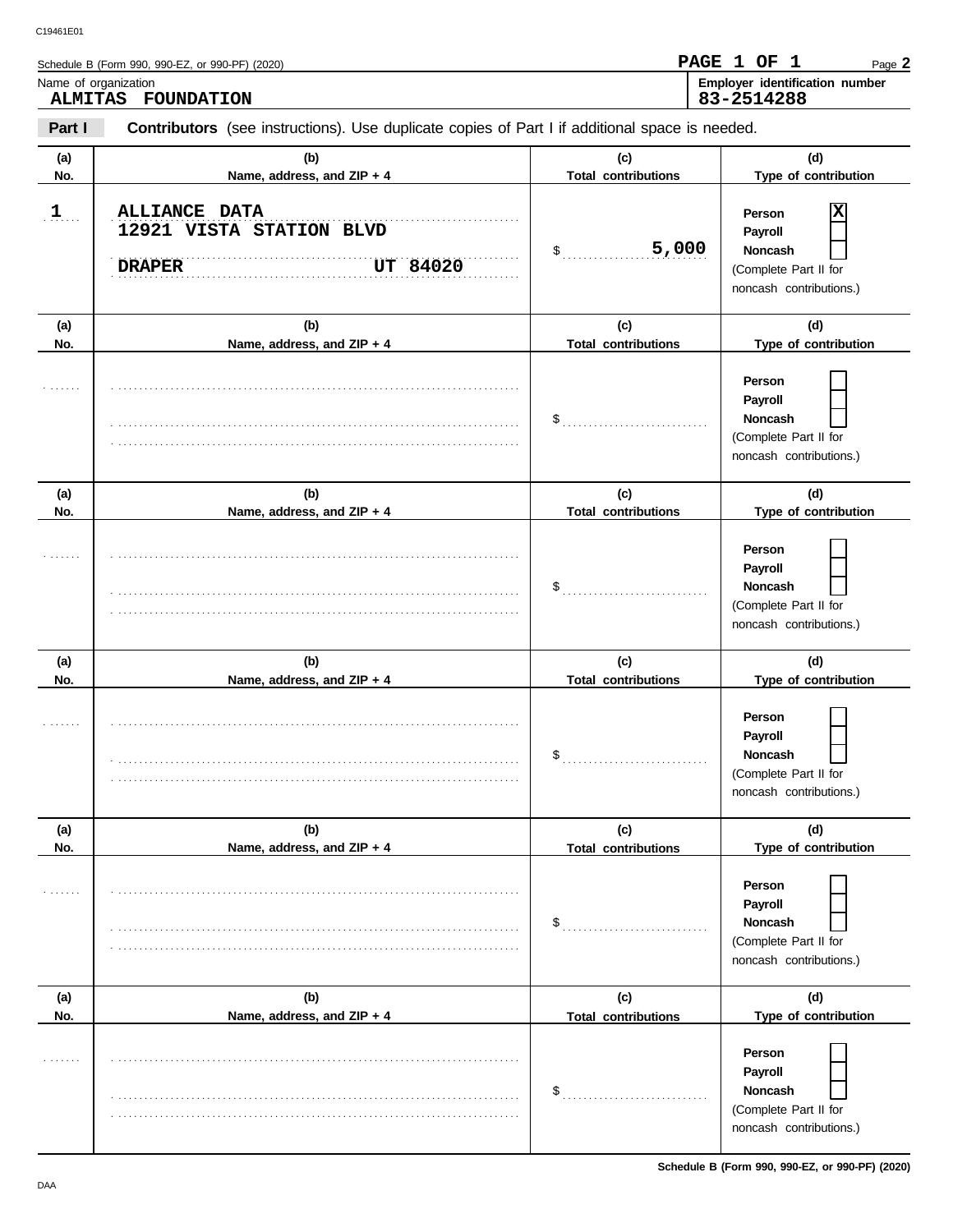Schedule B (Form 990, 990-EZ, or 990-PF) (2020)

PAGE 1 OF 1

Name of organization: **ALMITAS FOUNDATION**

Employer identification number: **83-2514288**

## Part I — Contributors (see instructions). Use duplicate copies of Part I if additional space is needed.

| (a) No. | (b) Name, address, and ZIP + 4 | (c) Total contributions | (d) Type of contribution |
|---|---|---|---|
| 1 | ALLIANCE DATA<br>12921 VISTA STATION BLVD<br>DRAPER UT 84020 | $ 5,000 | Person [X]<br>Payroll [ ]<br>Noncash [ ]<br>(Complete Part II for noncash contributions.) |
| | | $ | Person [ ]<br>Payroll [ ]<br>Noncash [ ]<br>(Complete Part II for noncash contributions.) |
| | | $ | Person [ ]<br>Payroll [ ]<br>Noncash [ ]<br>(Complete Part II for noncash contributions.) |
| | | $ | Person [ ]<br>Payroll [ ]<br>Noncash [ ]<br>(Complete Part II for noncash contributions.) |
| | | $ | Person [ ]<br>Payroll [ ]<br>Noncash [ ]<br>(Complete Part II for noncash contributions.) |
| | | $ | Person [ ]<br>Payroll [ ]<br>Noncash [ ]<br>(Complete Part II for noncash contributions.) |

Schedule B (Form 990, 990-EZ, or 990-PF) (2020)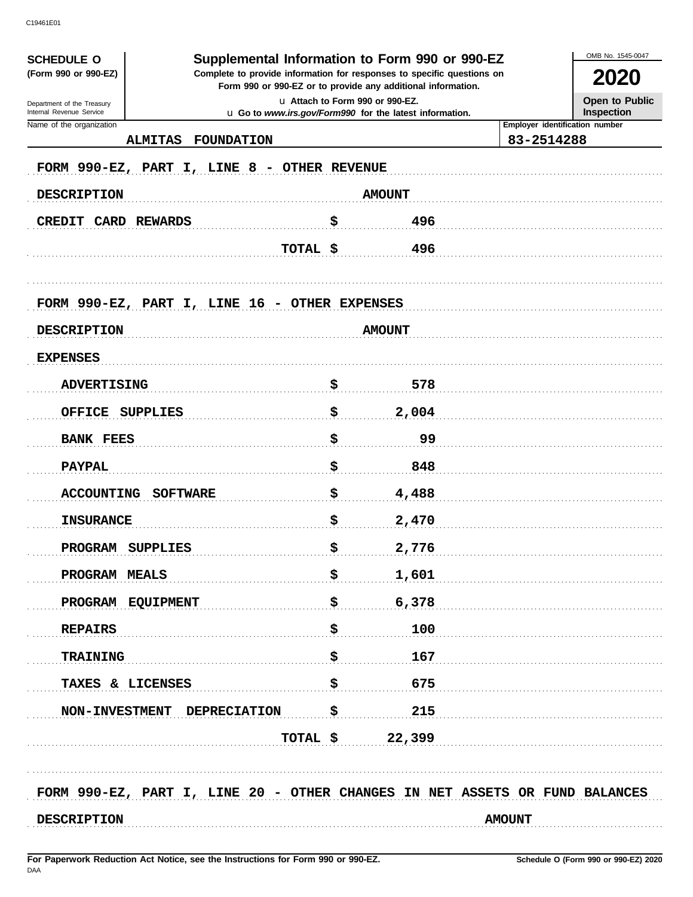# SCHEDULE O (Form 990 or 990-EZ)

Department of the Treasury
Internal Revenue Service

## Supplemental Information to Form 990 or 990-EZ

**Complete to provide information for responses to specific questions on Form 990 or 990-EZ or to provide any additional information.**

u Attach to Form 990 or 990-EZ.

u Go to *www.irs.gov/Form990* for the latest information.

OMB No. 1545-0047

**2020**

**Open to Public Inspection**

| Name of the organization | Employer identification number |
|---|---|
| ALMITAS FOUNDATION | 83-2514288 |

### FORM 990-EZ, PART I, LINE 8 - OTHER REVENUE

| DESCRIPTION | | AMOUNT |
|---|---|---|
| CREDIT CARD REWARDS | $ | 496 |
| TOTAL | $ | 496 |

### FORM 990-EZ, PART I, LINE 16 - OTHER EXPENSES

| DESCRIPTION | | AMOUNT |
|---|---|---|
| EXPENSES | | |
| ADVERTISING | $ | 578 |
| OFFICE SUPPLIES | $ | 2,004 |
| BANK FEES | $ | 99 |
| PAYPAL | $ | 848 |
| ACCOUNTING SOFTWARE | $ | 4,488 |
| INSURANCE | $ | 2,470 |
| PROGRAM SUPPLIES | $ | 2,776 |
| PROGRAM MEALS | $ | 1,601 |
| PROGRAM EQUIPMENT | $ | 6,378 |
| REPAIRS | $ | 100 |
| TRAINING | $ | 167 |
| TAXES & LICENSES | $ | 675 |
| NON-INVESTMENT DEPRECIATION | $ | 215 |
| TOTAL | $ | 22,399 |

### FORM 990-EZ, PART I, LINE 20 - OTHER CHANGES IN NET ASSETS OR FUND BALANCES

| DESCRIPTION | AMOUNT |
|---|---|

For Paperwork Reduction Act Notice, see the Instructions for Form 990 or 990-EZ.

Schedule O (Form 990 or 990-EZ) 2020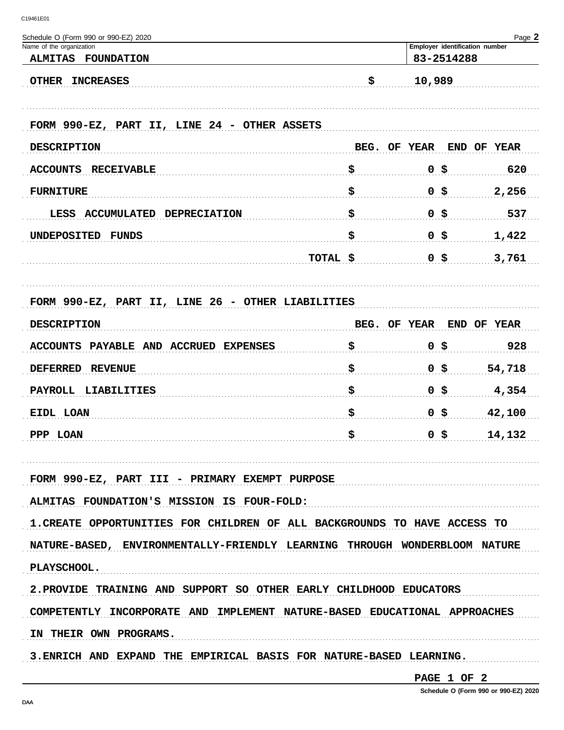Schedule O (Form 990 or 990-EZ) 2020

| Name of the organization | Employer identification number |
|---|---|
| ALMITAS FOUNDATION | 83-2514288 |

OTHER INCREASES $ 10,989

FORM 990-EZ, PART II, LINE 24 - OTHER ASSETS

| DESCRIPTION | BEG. OF YEAR | END OF YEAR |
|---|---|---|
| ACCOUNTS RECEIVABLE | $ 0 | $ 620 |
| FURNITURE | $ 0 | $ 2,256 |
| LESS ACCUMULATED DEPRECIATION | $ 0 | $ 537 |
| UNDEPOSITED FUNDS | $ 0 | $ 1,422 |
| TOTAL | $ 0 | $ 3,761 |

FORM 990-EZ, PART II, LINE 26 - OTHER LIABILITIES

| DESCRIPTION | BEG. OF YEAR | END OF YEAR |
|---|---|---|
| ACCOUNTS PAYABLE AND ACCRUED EXPENSES | $ 0 | $ 928 |
| DEFERRED REVENUE | $ 0 | $ 54,718 |
| PAYROLL LIABILITIES | $ 0 | $ 4,354 |
| EIDL LOAN | $ 0 | $ 42,100 |
| PPP LOAN | $ 0 | $ 14,132 |

FORM 990-EZ, PART III - PRIMARY EXEMPT PURPOSE

ALMITAS FOUNDATION'S MISSION IS FOUR-FOLD:

1.CREATE OPPORTUNITIES FOR CHILDREN OF ALL BACKGROUNDS TO HAVE ACCESS TO NATURE-BASED, ENVIRONMENTALLY-FRIENDLY LEARNING THROUGH WONDERBLOOM NATURE PLAYSCHOOL.

2.PROVIDE TRAINING AND SUPPORT SO OTHER EARLY CHILDHOOD EDUCATORS COMPETENTLY INCORPORATE AND IMPLEMENT NATURE-BASED EDUCATIONAL APPROACHES IN THEIR OWN PROGRAMS.

3.ENRICH AND EXPAND THE EMPIRICAL BASIS FOR NATURE-BASED LEARNING.

PAGE 1 OF 2

Schedule O (Form 990 or 990-EZ) 2020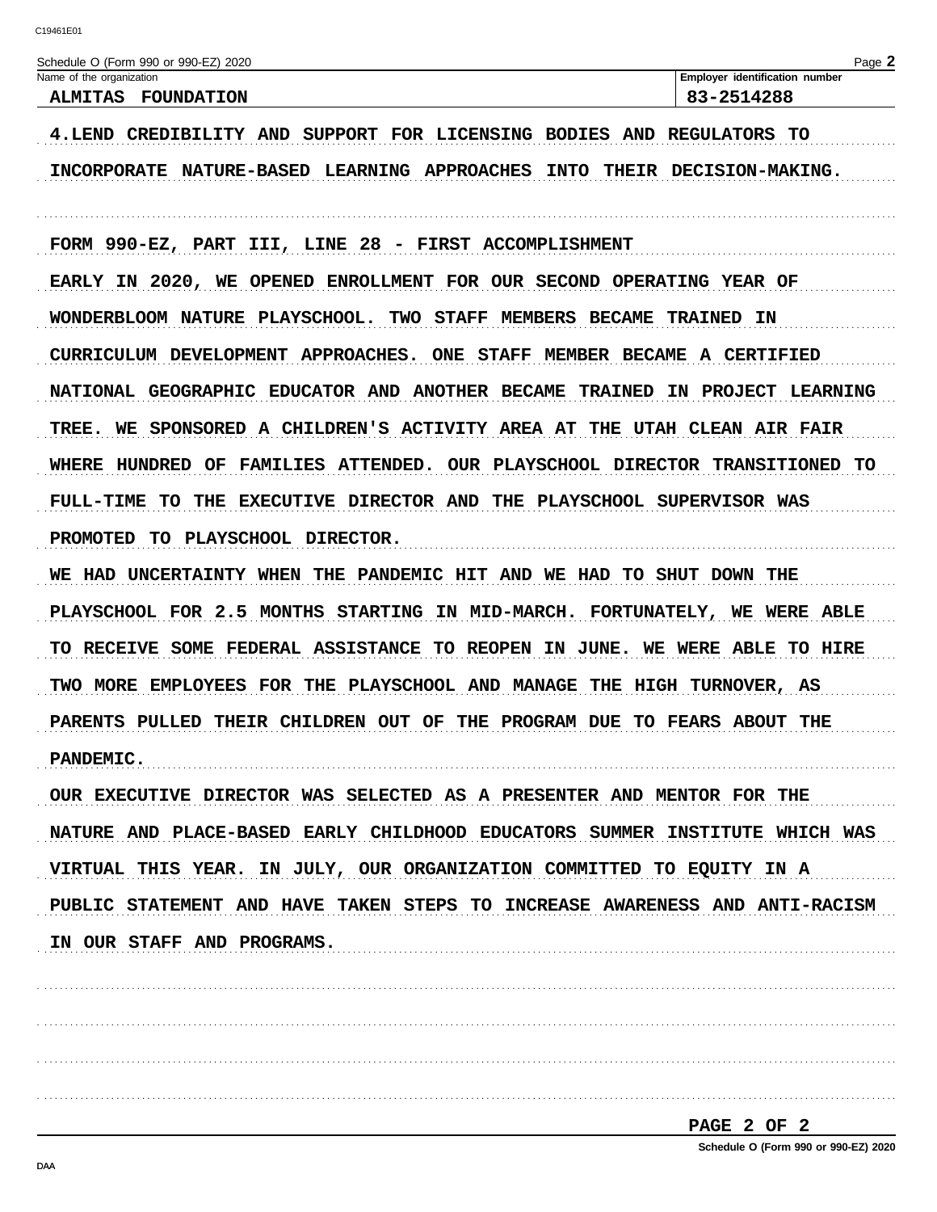Schedule O (Form 990 or 990-EZ) 2020

| Name of the organization | Employer identification number |
| --- | --- |
| ALMITAS FOUNDATION | 83-2514288 |

4.LEND CREDIBILITY AND SUPPORT FOR LICENSING BODIES AND REGULATORS TO INCORPORATE NATURE-BASED LEARNING APPROACHES INTO THEIR DECISION-MAKING.

FORM 990-EZ, PART III, LINE 28 - FIRST ACCOMPLISHMENT

EARLY IN 2020, WE OPENED ENROLLMENT FOR OUR SECOND OPERATING YEAR OF WONDERBLOOM NATURE PLAYSCHOOL. TWO STAFF MEMBERS BECAME TRAINED IN CURRICULUM DEVELOPMENT APPROACHES. ONE STAFF MEMBER BECAME A CERTIFIED NATIONAL GEOGRAPHIC EDUCATOR AND ANOTHER BECAME TRAINED IN PROJECT LEARNING TREE. WE SPONSORED A CHILDREN'S ACTIVITY AREA AT THE UTAH CLEAN AIR FAIR WHERE HUNDRED OF FAMILIES ATTENDED. OUR PLAYSCHOOL DIRECTOR TRANSITIONED TO FULL-TIME TO THE EXECUTIVE DIRECTOR AND THE PLAYSCHOOL SUPERVISOR WAS PROMOTED TO PLAYSCHOOL DIRECTOR.

WE HAD UNCERTAINTY WHEN THE PANDEMIC HIT AND WE HAD TO SHUT DOWN THE PLAYSCHOOL FOR 2.5 MONTHS STARTING IN MID-MARCH. FORTUNATELY, WE WERE ABLE TO RECEIVE SOME FEDERAL ASSISTANCE TO REOPEN IN JUNE. WE WERE ABLE TO HIRE TWO MORE EMPLOYEES FOR THE PLAYSCHOOL AND MANAGE THE HIGH TURNOVER, AS PARENTS PULLED THEIR CHILDREN OUT OF THE PROGRAM DUE TO FEARS ABOUT THE PANDEMIC.

OUR EXECUTIVE DIRECTOR WAS SELECTED AS A PRESENTER AND MENTOR FOR THE NATURE AND PLACE-BASED EARLY CHILDHOOD EDUCATORS SUMMER INSTITUTE WHICH WAS VIRTUAL THIS YEAR. IN JULY, OUR ORGANIZATION COMMITTED TO EQUITY IN A PUBLIC STATEMENT AND HAVE TAKEN STEPS TO INCREASE AWARENESS AND ANTI-RACISM IN OUR STAFF AND PROGRAMS.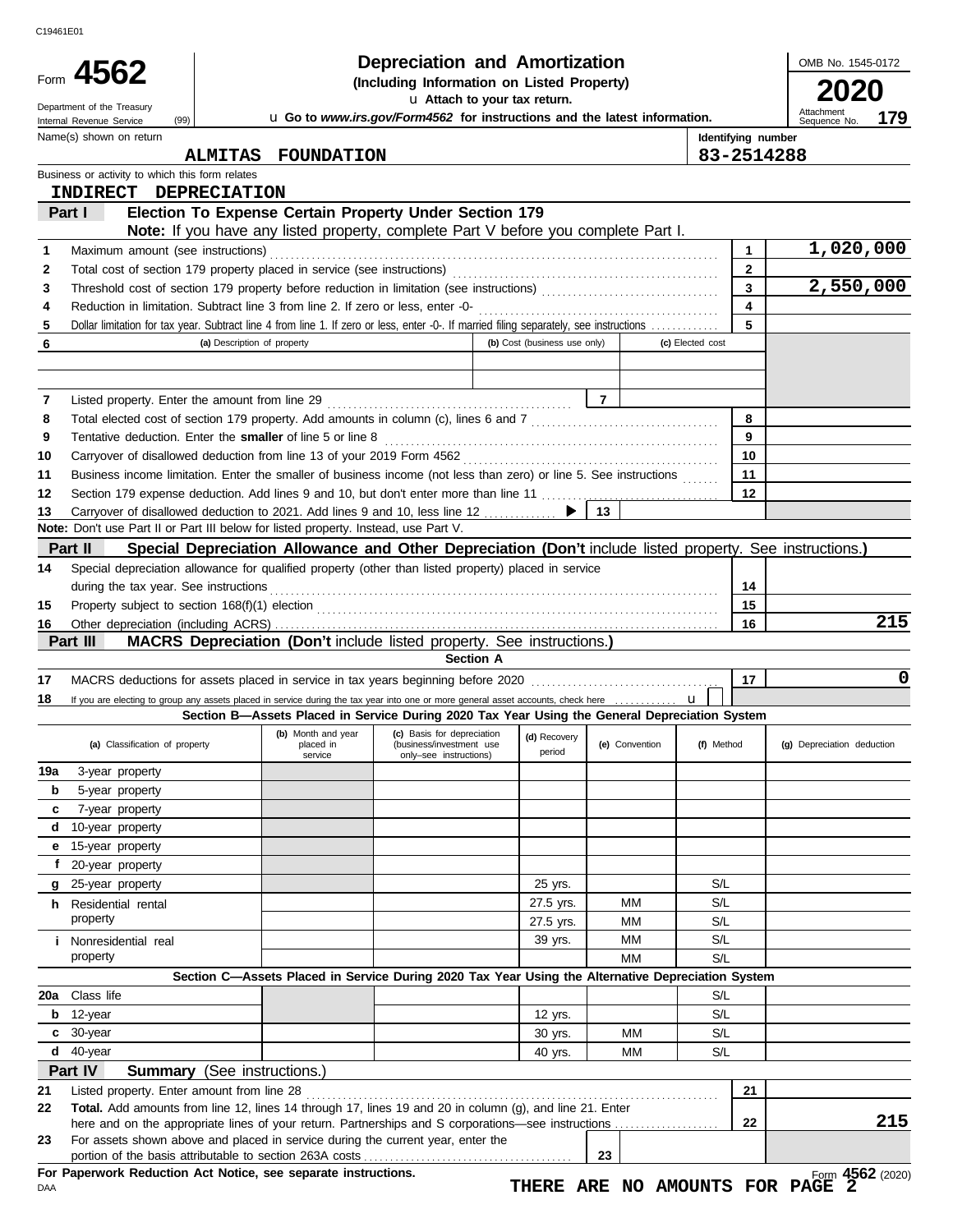C19461E01

# Form 4562 — Depreciation and Amortization

**(Including Information on Listed Property)**

u Attach to your tax return.

u Go to *www.irs.gov/Form4562* for instructions and the latest information.

Department of the Treasury
Internal Revenue Service (99)

OMB No. 1545-0172

**2020**

Attachment Sequence No. **179**

Name(s) shown on return: **ALMITAS FOUNDATION**

Identifying number: **83-2514288**

Business or activity to which this form relates: **INDIRECT DEPRECIATION**

## Part I — Election To Expense Certain Property Under Section 179

**Note:** If you have any listed property, complete Part V before you complete Part I.

| Line | Description | Box | Amount |
|---|---|---|---|
| 1 | Maximum amount (see instructions) | 1 | 1,020,000 |
| 2 | Total cost of section 179 property placed in service (see instructions) | 2 | |
| 3 | Threshold cost of section 179 property before reduction in limitation (see instructions) | 3 | 2,550,000 |
| 4 | Reduction in limitation. Subtract line 3 from line 2. If zero or less, enter -0- | 4 | |
| 5 | Dollar limitation for tax year. Subtract line 4 from line 1. If zero or less, enter -0-. If married filing separately, see instructions | 5 | |

| 6 | (a) Description of property | (b) Cost (business use only) | (c) Elected cost |
|---|---|---|---|
| | | | |
| | | | |

| Line | Description | Box | Amount |
|---|---|---|---|
| 7 | Listed property. Enter the amount from line 29 | 7 | |
| 8 | Total elected cost of section 179 property. Add amounts in column (c), lines 6 and 7 | 8 | |
| 9 | Tentative deduction. Enter the **smaller** of line 5 or line 8 | 9 | |
| 10 | Carryover of disallowed deduction from line 13 of your 2019 Form 4562 | 10 | |
| 11 | Business income limitation. Enter the smaller of business income (not less than zero) or line 5. See instructions | 11 | |
| 12 | Section 179 expense deduction. Add lines 9 and 10, but don't enter more than line 11 | 12 | |
| 13 | Carryover of disallowed deduction to 2021. Add lines 9 and 10, less line 12 ▶ | 13 | |

**Note:** Don't use Part II or Part III below for listed property. Instead, use Part V.

## Part II — Special Depreciation Allowance and Other Depreciation (Don't include listed property. See instructions.)

| Line | Description | Box | Amount |
|---|---|---|---|
| 14 | Special depreciation allowance for qualified property (other than listed property) placed in service during the tax year. See instructions | 14 | |
| 15 | Property subject to section 168(f)(1) election | 15 | |
| 16 | Other depreciation (including ACRS) | 16 | 215 |

## Part III — MACRS Depreciation (Don't include listed property. See instructions.)

### Section A

| Line | Description | Box | Amount |
|---|---|---|---|
| 17 | MACRS deductions for assets placed in service in tax years beginning before 2020 | 17 | 0 |
| 18 | If you are electing to group any assets placed in service during the tax year into one or more general asset accounts, check here u ☐ | | |

### Section B—Assets Placed in Service During 2020 Tax Year Using the General Depreciation System

| | (a) Classification of property | (b) Month and year placed in service | (c) Basis for depreciation (business/investment use only–see instructions) | (d) Recovery period | (e) Convention | (f) Method | (g) Depreciation deduction |
|---|---|---|---|---|---|---|---|
| 19a | 3-year property | | | | | | |
| b | 5-year property | | | | | | |
| c | 7-year property | | | | | | |
| d | 10-year property | | | | | | |
| e | 15-year property | | | | | | |
| f | 20-year property | | | | | | |
| g | 25-year property | | | 25 yrs. | | S/L | |
| h | Residential rental property | | | 27.5 yrs. | MM | S/L | |
| | | | | 27.5 yrs. | MM | S/L | |
| i | Nonresidential real property | | | 39 yrs. | MM | S/L | |
| | | | | | MM | S/L | |

### Section C—Assets Placed in Service During 2020 Tax Year Using the Alternative Depreciation System

| | (a) Classification of property | (b) Month and year placed in service | (c) Basis for depreciation | (d) Recovery period | (e) Convention | (f) Method | (g) Depreciation deduction |
|---|---|---|---|---|---|---|---|
| 20a | Class life | | | | | S/L | |
| b | 12-year | | | 12 yrs. | | S/L | |
| c | 30-year | | | 30 yrs. | MM | S/L | |
| d | 40-year | | | 40 yrs. | MM | S/L | |

## Part IV — Summary (See instructions.)

| Line | Description | Box | Amount |
|---|---|---|---|
| 21 | Listed property. Enter amount from line 28 | 21 | |
| 22 | **Total.** Add amounts from line 12, lines 14 through 17, lines 19 and 20 in column (g), and line 21. Enter here and on the appropriate lines of your return. Partnerships and S corporations—see instructions | 22 | 215 |
| 23 | For assets shown above and placed in service during the current year, enter the portion of the basis attributable to section 263A costs | 23 | |

**For Paperwork Reduction Act Notice, see separate instructions.**

DAA

Form **4562** (2020)

**THERE ARE NO AMOUNTS FOR PAGE 2**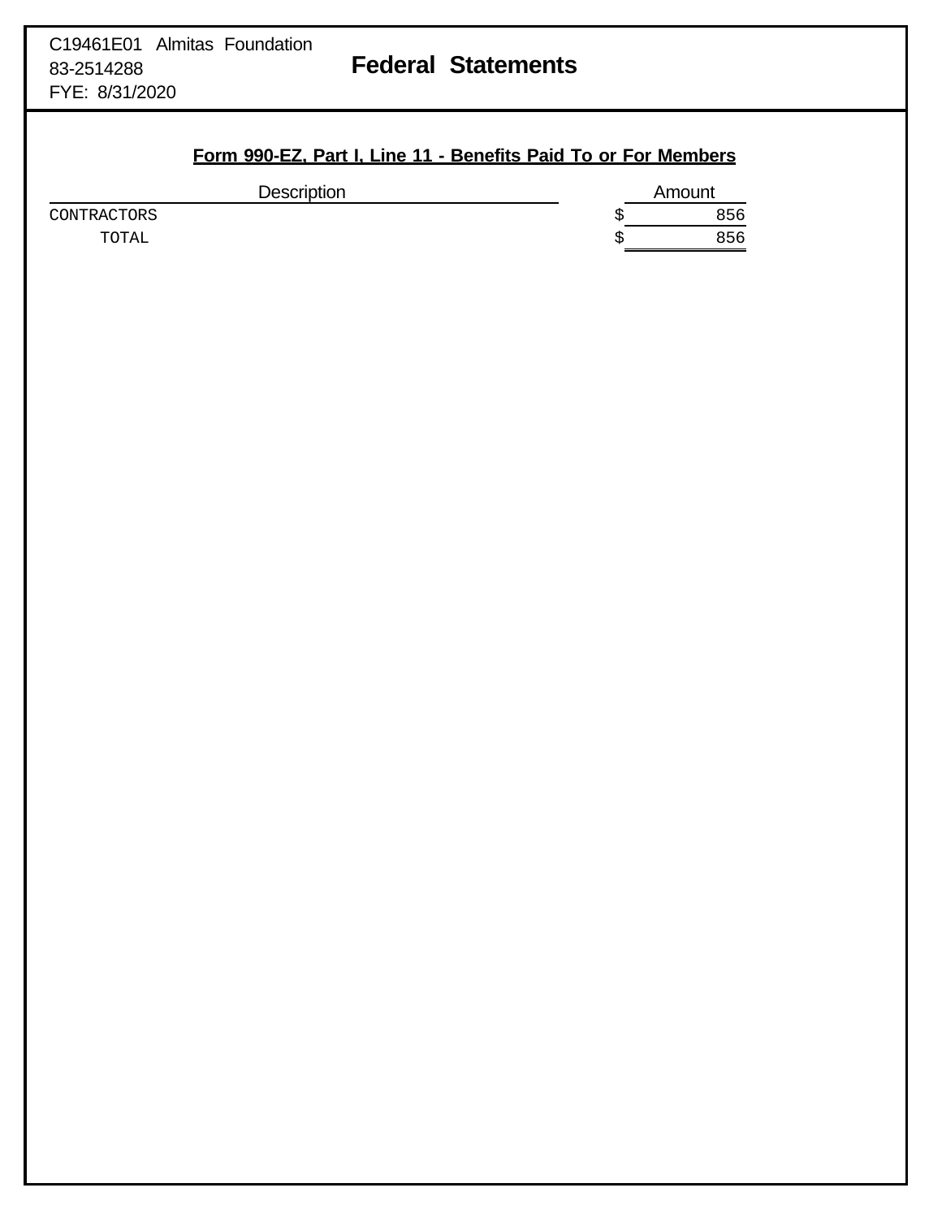C19461E01 Almitas Foundation
83-2514288
FYE: 8/31/2020

# Federal Statements

## Form 990-EZ, Part I, Line 11 - Benefits Paid To or For Members

| Description | Amount |
|---|---|
| CONTRACTORS | $ 856 |
| TOTAL | $ 856 |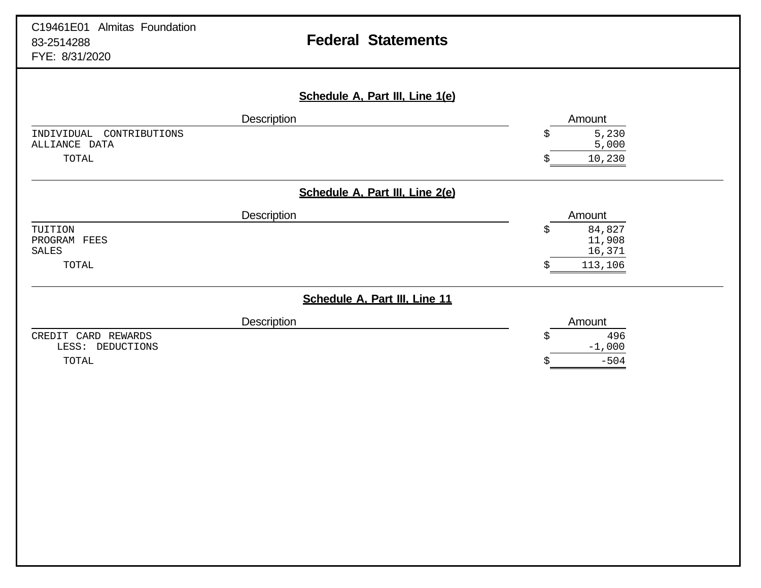C19461E01 Almitas Foundation
83-2514288
FYE: 8/31/2020

# Federal Statements

## Schedule A, Part III, Line 1(e)

| Description | Amount |
|---|---|
| INDIVIDUAL CONTRIBUTIONS | $ 5,230 |
| ALLIANCE DATA | 5,000 |
| TOTAL | $ 10,230 |

## Schedule A, Part III, Line 2(e)

| Description | Amount |
|---|---|
| TUITION | $ 84,827 |
| PROGRAM FEES | 11,908 |
| SALES | 16,371 |
| TOTAL | $ 113,106 |

## Schedule A, Part III, Line 11

| Description | Amount |
|---|---|
| CREDIT CARD REWARDS | $ 496 |
| LESS: DEDUCTIONS | -1,000 |
| TOTAL | $ -504 |